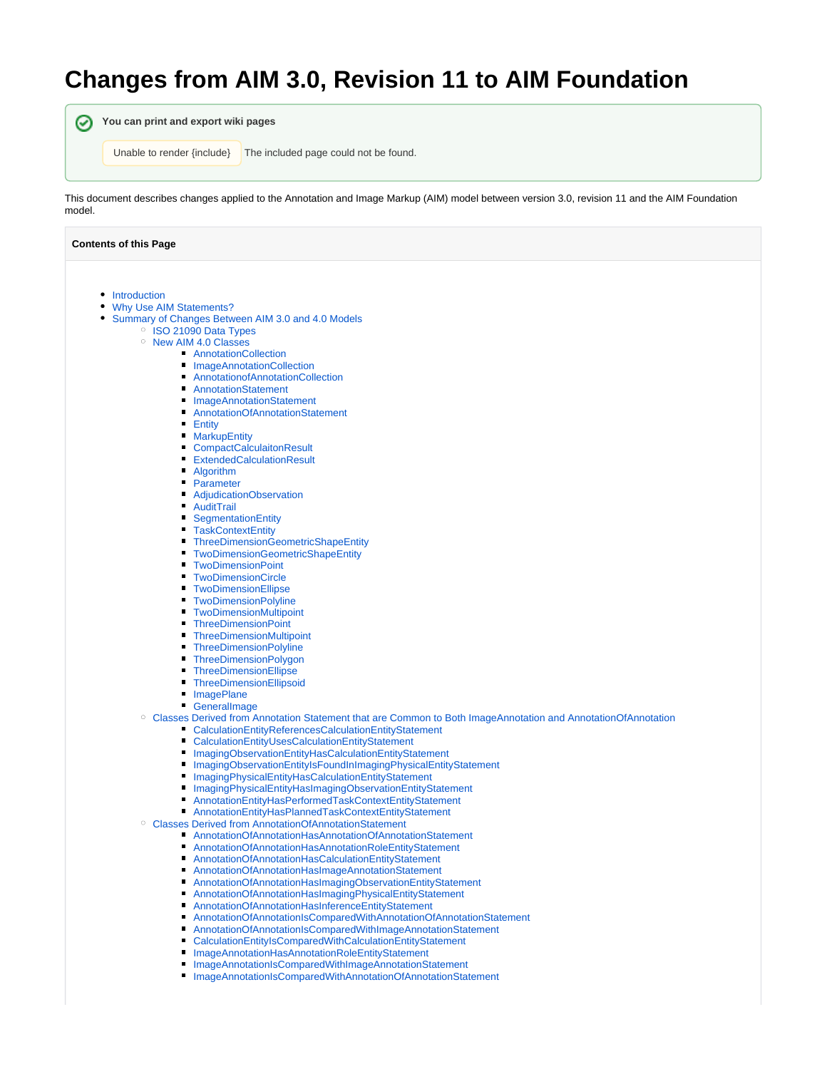# Changes from AIM 3.0, Revision 11 to AIM Foundation

**You can print and export wiki pages**

Unable to render {include} The included page could not be found.

This document describes changes applied to the Annotation and Image Markup (AIM) model between version 3.0, revision 11 and the AIM Foundation model.

**Contents of this Page**

- Introduction
- Why Use AIM Statements?
- Summary of Changes Between AIM 3.0 and 4.0 Models
  - ISO 21090 Data Types
  - New AIM 4.0 Classes
    - AnnotationCollection
    - ImageAnnotationCollection
    - AnnotationofAnnotationCollection
    - AnnotationStatement
    - ImageAnnotationStatement
    - AnnotationOfAnnotationStatement
    - Entity
    - MarkupEntity
    - CompactCalculaitonResult
    - ExtendedCalculationResult
    - Algorithm
    - Parameter
    - AdjudicationObservation
    - AuditTrail
    - SegmentationEntity
    - TaskContextEntity
    - ThreeDimensionGeometricShapeEntity
    - TwoDimensionGeometricShapeEntity
    - TwoDimensionPoint
    - TwoDimensionCircle
    - TwoDimensionEllipse
    - TwoDimensionPolyline
    - TwoDimensionMultipoint
    - ThreeDimensionPoint
    - ThreeDimensionMultipoint
    - ThreeDimensionPolyline
    - ThreeDimensionPolygon
    - ThreeDimensionEllipse
    - ThreeDimensionEllipsoid
    - ImagePlane
    - GeneralImage
  - Classes Derived from Annotation Statement that are Common to Both ImageAnnotation and AnnotationOfAnnotation
    - CalculationEntityReferencesCalculationEntityStatement
    - CalculationEntityUsesCalculationEntityStatement
    - ImagingObservationEntityHasCalculationEntityStatement
    - ImagingObservationEntityIsFoundInImagingPhysicalEntityStatement
    - ImagingPhysicalEntityHasCalculationEntityStatement
    - ImagingPhysicalEntityHasImagingObservationEntityStatement
    - AnnotationEntityHasPerformedTaskContextEntityStatement
    - AnnotationEntityHasPlannedTaskContextEntityStatement
  - Classes Derived from AnnotationOfAnnotationStatement
    - AnnotationOfAnnotationHasAnnotationOfAnnotationStatement
    - AnnotationOfAnnotationHasAnnotationRoleEntityStatement
    - AnnotationOfAnnotationHasCalculationEntityStatement
    - AnnotationOfAnnotationHasImageAnnotationStatement
    - AnnotationOfAnnotationHasImagingObservationEntityStatement
    - AnnotationOfAnnotationHasImagingPhysicalEntityStatement
    - AnnotationOfAnnotationHasInferenceEntityStatement
    - AnnotationOfAnnotationIsComparedWithAnnotationOfAnnotationStatement
    - AnnotationOfAnnotationIsComparedWithImageAnnotationStatement
    - CalculationEntityIsComparedWithCalculationEntityStatement
    - ImageAnnotationHasAnnotationRoleEntityStatement
    - ImageAnnotationIsComparedWithImageAnnotationStatement
    - ImageAnnotationIsComparedWithAnnotationOfAnnotationStatement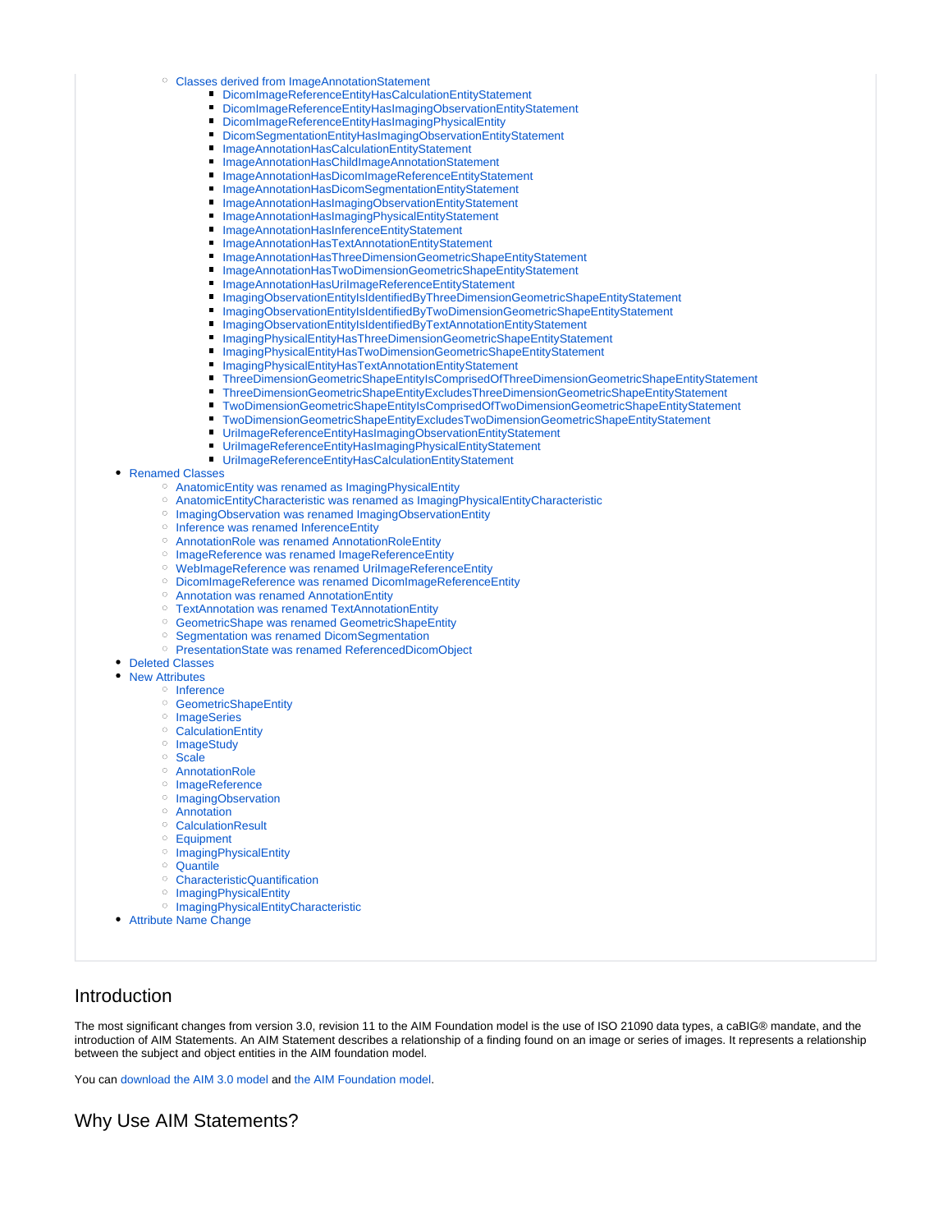- Classes derived from ImageAnnotationStatement
  - DicomImageReferenceEntityHasCalculationEntityStatement
  - DicomImageReferenceEntityHasImagingObservationEntityStatement
  - DicomImageReferenceEntityHasImagingPhysicalEntity
  - DicomSegmentationEntityHasImagingObservationEntityStatement
  - ImageAnnotationHasCalculationEntityStatement
  - ImageAnnotationHasChildImageAnnotationStatement
  - ImageAnnotationHasDicomImageReferenceEntityStatement
  - ImageAnnotationHasDicomSegmentationEntityStatement
  - ImageAnnotationHasImagingObservationEntityStatement
  - ImageAnnotationHasImagingPhysicalEntityStatement
  - ImageAnnotationHasInferenceEntityStatement
  - ImageAnnotationHasTextAnnotationEntityStatement
  - ImageAnnotationHasThreeDimensionGeometricShapeEntityStatement
  - ImageAnnotationHasTwoDimensionGeometricShapeEntityStatement
  - ImageAnnotationHasUriImageReferenceEntityStatement
  - ImagingObservationEntityIsIdentifiedByThreeDimensionGeometricShapeEntityStatement
  - ImagingObservationEntityIsIdentifiedByTwoDimensionGeometricShapeEntityStatement
  - ImagingObservationEntityIsIdentifiedByTextAnnotationEntityStatement
  - ImagingPhysicalEntityHasThreeDimensionGeometricShapeEntityStatement
  - ImagingPhysicalEntityHasTwoDimensionGeometricShapeEntityStatement
  - ImagingPhysicalEntityHasTextAnnotationEntityStatement
  - ThreeDimensionGeometricShapeEntityIsComprisedOfThreeDimensionGeometricShapeEntityStatement
  - ThreeDimensionGeometricShapeEntityExcludesThreeDimensionGeometricShapeEntityStatement
  - TwoDimensionGeometricShapeEntityIsComprisedOfTwoDimensionGeometricShapeEntityStatement
  - TwoDimensionGeometricShapeEntityExcludesTwoDimensionGeometricShapeEntityStatement
  - UriImageReferenceEntityHasImagingObservationEntityStatement
  - UriImageReferenceEntityHasImagingPhysicalEntityStatement
  - UriImageReferenceEntityHasCalculationEntityStatement
- Renamed Classes
  - AnatomicEntity was renamed as ImagingPhysicalEntity
  - AnatomicEntityCharacteristic was renamed as ImagingPhysicalEntityCharacteristic
  - ImagingObservation was renamed ImagingObservationEntity
  - Inference was renamed InferenceEntity
  - AnnotationRole was renamed AnnotationRoleEntity
  - ImageReference was renamed ImageReferenceEntity
  - WebImageReference was renamed UriImageReferenceEntity
  - DicomImageReference was renamed DicomImageReferenceEntity
  - Annotation was renamed AnnotationEntity
  - TextAnnotation was renamed TextAnnotationEntity
  - GeometricShape was renamed GeometricShapeEntity
  - Segmentation was renamed DicomSegmentation
  - PresentationState was renamed ReferencedDicomObject
- Deleted Classes
- New Attributes
  - Inference
  - GeometricShapeEntity
  - ImageSeries
  - CalculationEntity
  - ImageStudy
  - Scale
  - AnnotationRole
  - ImageReference
  - ImagingObservation
  - Annotation
  - CalculationResult
  - Equipment
  - ImagingPhysicalEntity
  - Quantile
  - CharacteristicQuantification
  - ImagingPhysicalEntity
  - ImagingPhysicalEntityCharacteristic
- Attribute Name Change

## Introduction

The most significant changes from version 3.0, revision 11 to the AIM Foundation model is the use of ISO 21090 data types, a caBIG® mandate, and the introduction of AIM Statements. An AIM Statement describes a relationship of a finding found on an image or series of images. It represents a relationship between the subject and object entities in the AIM foundation model.

You can download the AIM 3.0 model and the AIM Foundation model.

## Why Use AIM Statements?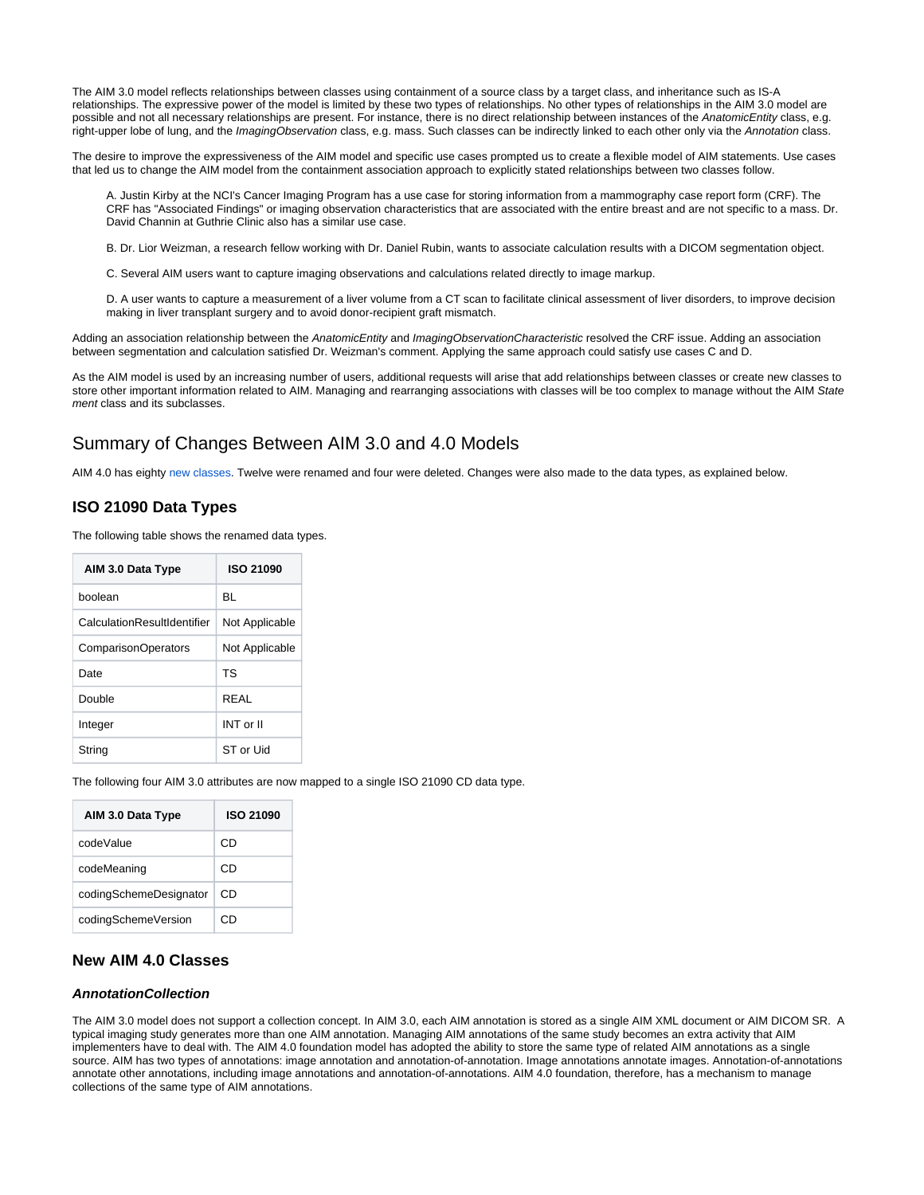The AIM 3.0 model reflects relationships between classes using containment of a source class by a target class, and inheritance such as IS-A relationships. The expressive power of the model is limited by these two types of relationships. No other types of relationships in the AIM 3.0 model are possible and not all necessary relationships are present. For instance, there is no direct relationship between instances of the *AnatomicEntity* class, e.g. right-upper lobe of lung, and the *ImagingObservation* class, e.g. mass. Such classes can be indirectly linked to each other only via the *Annotation* class.

The desire to improve the expressiveness of the AIM model and specific use cases prompted us to create a flexible model of AIM statements. Use cases that led us to change the AIM model from the containment association approach to explicitly stated relationships between two classes follow.

> A. Justin Kirby at the NCI's Cancer Imaging Program has a use case for storing information from a mammography case report form (CRF). The CRF has "Associated Findings" or imaging observation characteristics that are associated with the entire breast and are not specific to a mass. Dr. David Channin at Guthrie Clinic also has a similar use case.
>
> B. Dr. Lior Weizman, a research fellow working with Dr. Daniel Rubin, wants to associate calculation results with a DICOM segmentation object.
>
> C. Several AIM users want to capture imaging observations and calculations related directly to image markup.
>
> D. A user wants to capture a measurement of a liver volume from a CT scan to facilitate clinical assessment of liver disorders, to improve decision making in liver transplant surgery and to avoid donor-recipient graft mismatch.

Adding an association relationship between the *AnatomicEntity* and *ImagingObservationCharacteristic* resolved the CRF issue. Adding an association between segmentation and calculation satisfied Dr. Weizman's comment. Applying the same approach could satisfy use cases C and D.

As the AIM model is used by an increasing number of users, additional requests will arise that add relationships between classes or create new classes to store other important information related to AIM. Managing and rearranging associations with classes will be too complex to manage without the AIM *Statement* class and its subclasses.

## Summary of Changes Between AIM 3.0 and 4.0 Models

AIM 4.0 has eighty new classes. Twelve were renamed and four were deleted. Changes were also made to the data types, as explained below.

### ISO 21090 Data Types

The following table shows the renamed data types.

| AIM 3.0 Data Type | ISO 21090 |
|---|---|
| boolean | BL |
| CalculationResultIdentifier | Not Applicable |
| ComparisonOperators | Not Applicable |
| Date | TS |
| Double | REAL |
| Integer | INT or II |
| String | ST or Uid |

The following four AIM 3.0 attributes are now mapped to a single ISO 21090 CD data type.

| AIM 3.0 Data Type | ISO 21090 |
|---|---|
| codeValue | CD |
| codeMeaning | CD |
| codingSchemeDesignator | CD |
| codingSchemeVersion | CD |

### New AIM 4.0 Classes

#### *AnnotationCollection*

The AIM 3.0 model does not support a collection concept. In AIM 3.0, each AIM annotation is stored as a single AIM XML document or AIM DICOM SR. A typical imaging study generates more than one AIM annotation. Managing AIM annotations of the same study becomes an extra activity that AIM implementers have to deal with. The AIM 4.0 foundation model has adopted the ability to store the same type of related AIM annotations as a single source. AIM has two types of annotations: image annotation and annotation-of-annotation. Image annotations annotate images. Annotation-of-annotations annotate other annotations, including image annotations and annotation-of-annotations. AIM 4.0 foundation, therefore, has a mechanism to manage collections of the same type of AIM annotations.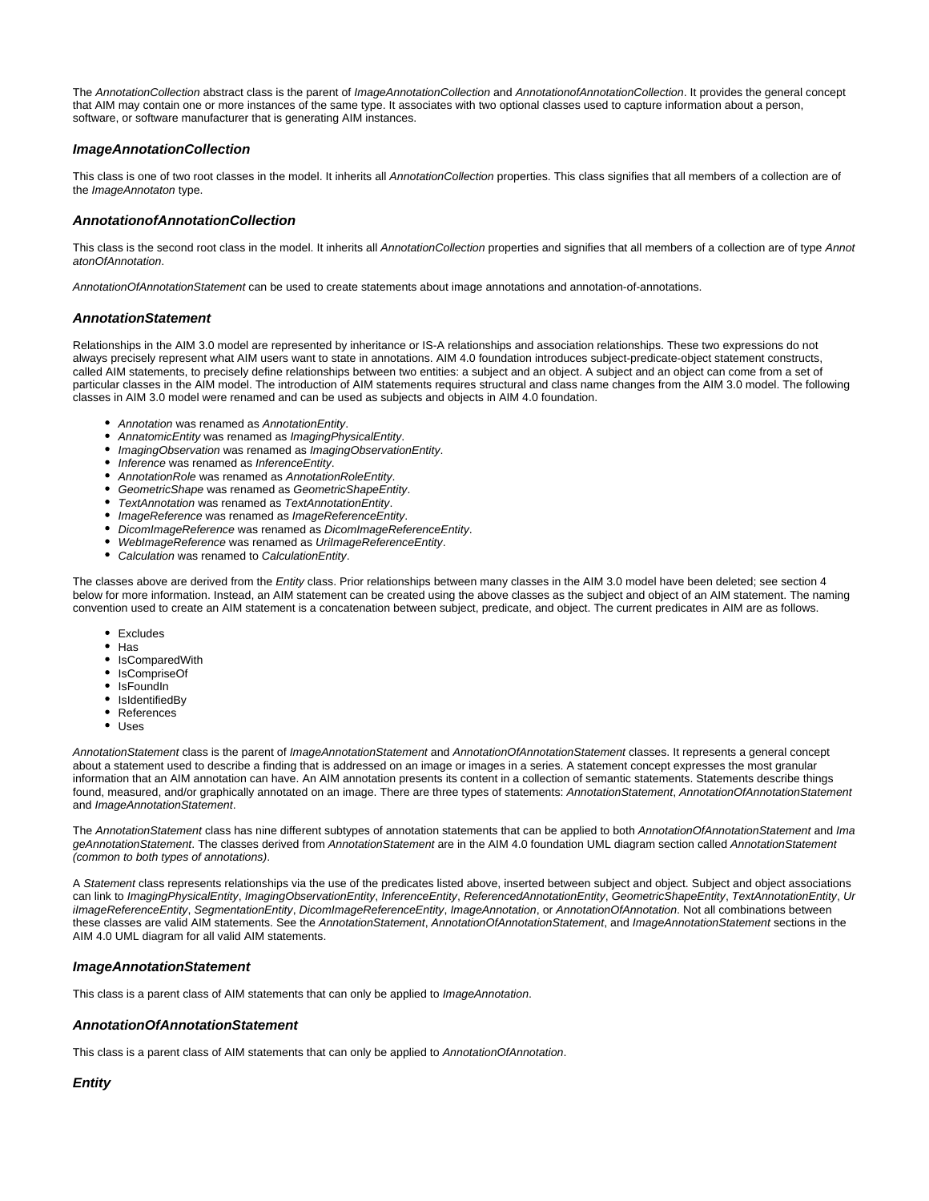The *AnnotationCollection* abstract class is the parent of *ImageAnnotationCollection* and *AnnotationofAnnotationCollection*. It provides the general concept that AIM may contain one or more instances of the same type. It associates with two optional classes used to capture information about a person, software, or software manufacturer that is generating AIM instances.

### *ImageAnnotationCollection*

This class is one of two root classes in the model. It inherits all *AnnotationCollection* properties. This class signifies that all members of a collection are of the *ImageAnnotaton* type.

### *AnnotationofAnnotationCollection*

This class is the second root class in the model. It inherits all *AnnotationCollection* properties and signifies that all members of a collection are of type *AnnotatonOfAnnotation*.

*AnnotationOfAnnotationStatement* can be used to create statements about image annotations and annotation-of-annotations.

### *AnnotationStatement*

Relationships in the AIM 3.0 model are represented by inheritance or IS-A relationships and association relationships. These two expressions do not always precisely represent what AIM users want to state in annotations. AIM 4.0 foundation introduces subject-predicate-object statement constructs, called AIM statements, to precisely define relationships between two entities: a subject and an object. A subject and an object can come from a set of particular classes in the AIM model. The introduction of AIM statements requires structural and class name changes from the AIM 3.0 model. The following classes in AIM 3.0 model were renamed and can be used as subjects and objects in AIM 4.0 foundation.

- *Annotation* was renamed as *AnnotationEntity*.
- *AnatomicEntity* was renamed as *ImagingPhysicalEntity*.
- *ImagingObservation* was renamed as *ImagingObservationEntity*.
- *Inference* was renamed as *InferenceEntity*.
- *AnnotationRole* was renamed as *AnnotationRoleEntity*.
- *GeometricShape* was renamed as *GeometricShapeEntity*.
- *TextAnnotation* was renamed as *TextAnnotationEntity*.
- *ImageReference* was renamed as *ImageReferenceEntity*.
- *DicomImageReference* was renamed as *DicomImageReferenceEntity*.
- *WebImageReference* was renamed as *UriImageReferenceEntity*.
- *Calculation* was renamed to *CalculationEntity*.

The classes above are derived from the *Entity* class. Prior relationships between many classes in the AIM 3.0 model have been deleted; see section 4 below for more information. Instead, an AIM statement can be created using the above classes as the subject and object of an AIM statement. The naming convention used to create an AIM statement is a concatenation between subject, predicate, and object. The current predicates in AIM are as follows.

- Excludes
- Has
- IsComparedWith
- IsCompriseOf
- IsFoundIn
- IsIdentifiedBy
- References
- Uses

*AnnotationStatement* class is the parent of *ImageAnnotationStatement* and *AnnotationOfAnnotationStatement* classes. It represents a general concept about a statement used to describe a finding that is addressed on an image or images in a series. A statement concept expresses the most granular information that an AIM annotation can have. An AIM annotation presents its content in a collection of semantic statements. Statements describe things found, measured, and/or graphically annotated on an image. There are three types of statements: *AnnotationStatement*, *AnnotationOfAnnotationStatement* and *ImageAnnotationStatement*.

The *AnnotationStatement* class has nine different subtypes of annotation statements that can be applied to both *AnnotationOfAnnotationStatement* and *ImageAnnotationStatement*. The classes derived from *AnnotationStatement* are in the AIM 4.0 foundation UML diagram section called *AnnotationStatement (common to both types of annotations)*.

A *Statement* class represents relationships via the use of the predicates listed above, inserted between subject and object. Subject and object associations can link to *ImagingPhysicalEntity*, *ImagingObservationEntity*, *InferenceEntity*, *ReferencedAnnotationEntity*, *GeometricShapeEntity*, *TextAnnotationEntity*, *UriImageReferenceEntity*, *SegmentationEntity*, *DicomImageReferenceEntity*, *ImageAnnotation*, or *AnnotationOfAnnotation*. Not all combinations between these classes are valid AIM statements. See the *AnnotationStatement*, *AnnotationOfAnnotationStatement*, and *ImageAnnotationStatement* sections in the AIM 4.0 UML diagram for all valid AIM statements.

### *ImageAnnotationStatement*

This class is a parent class of AIM statements that can only be applied to *ImageAnnotation*.

### *AnnotationOfAnnotationStatement*

This class is a parent class of AIM statements that can only be applied to *AnnotationOfAnnotation*.

### *Entity*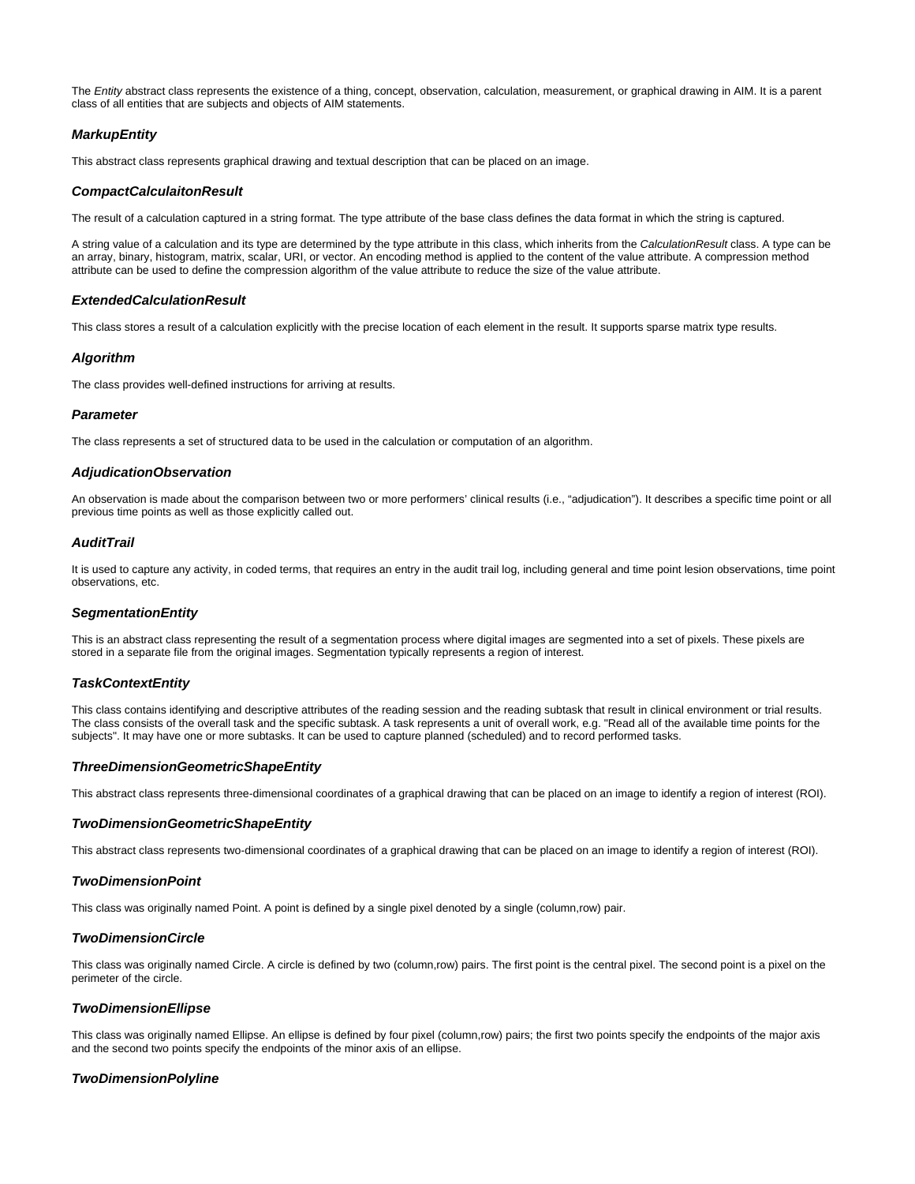The *Entity* abstract class represents the existence of a thing, concept, observation, calculation, measurement, or graphical drawing in AIM. It is a parent class of all entities that are subjects and objects of AIM statements.

### ***MarkupEntity***

This abstract class represents graphical drawing and textual description that can be placed on an image.

### ***CompactCalculaitonResult***

The result of a calculation captured in a string format. The type attribute of the base class defines the data format in which the string is captured.

A string value of a calculation and its type are determined by the type attribute in this class, which inherits from the *CalculationResult* class. A type can be an array, binary, histogram, matrix, scalar, URI, or vector. An encoding method is applied to the content of the value attribute. A compression method attribute can be used to define the compression algorithm of the value attribute to reduce the size of the value attribute.

### ***ExtendedCalculationResult***

This class stores a result of a calculation explicitly with the precise location of each element in the result. It supports sparse matrix type results.

### ***Algorithm***

The class provides well-defined instructions for arriving at results.

### ***Parameter***

The class represents a set of structured data to be used in the calculation or computation of an algorithm.

### ***AdjudicationObservation***

An observation is made about the comparison between two or more performers' clinical results (i.e., "adjudication"). It describes a specific time point or all previous time points as well as those explicitly called out.

### ***AuditTrail***

It is used to capture any activity, in coded terms, that requires an entry in the audit trail log, including general and time point lesion observations, time point observations, etc.

### ***SegmentationEntity***

This is an abstract class representing the result of a segmentation process where digital images are segmented into a set of pixels. These pixels are stored in a separate file from the original images. Segmentation typically represents a region of interest.

### ***TaskContextEntity***

This class contains identifying and descriptive attributes of the reading session and the reading subtask that result in clinical environment or trial results. The class consists of the overall task and the specific subtask. A task represents a unit of overall work, e.g. "Read all of the available time points for the subjects". It may have one or more subtasks. It can be used to capture planned (scheduled) and to record performed tasks.

### ***ThreeDimensionGeometricShapeEntity***

This abstract class represents three-dimensional coordinates of a graphical drawing that can be placed on an image to identify a region of interest (ROI).

### ***TwoDimensionGeometricShapeEntity***

This abstract class represents two-dimensional coordinates of a graphical drawing that can be placed on an image to identify a region of interest (ROI).

### ***TwoDimensionPoint***

This class was originally named Point. A point is defined by a single pixel denoted by a single (column,row) pair.

### ***TwoDimensionCircle***

This class was originally named Circle. A circle is defined by two (column,row) pairs. The first point is the central pixel. The second point is a pixel on the perimeter of the circle.

### ***TwoDimensionEllipse***

This class was originally named Ellipse. An ellipse is defined by four pixel (column,row) pairs; the first two points specify the endpoints of the major axis and the second two points specify the endpoints of the minor axis of an ellipse.

### ***TwoDimensionPolyline***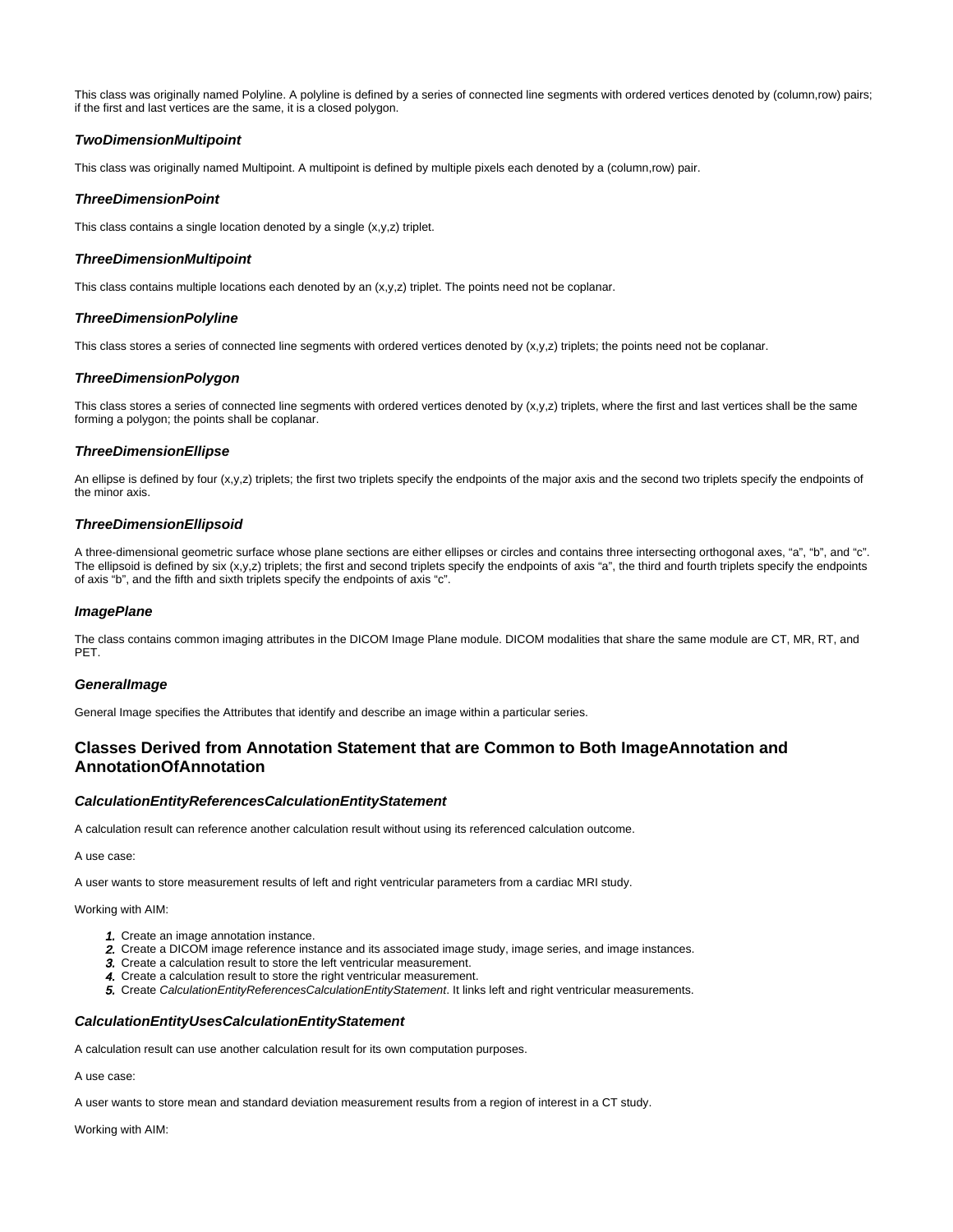This class was originally named Polyline. A polyline is defined by a series of connected line segments with ordered vertices denoted by (column,row) pairs; if the first and last vertices are the same, it is a closed polygon.

### *TwoDimensionMultipoint*

This class was originally named Multipoint. A multipoint is defined by multiple pixels each denoted by a (column,row) pair.

### *ThreeDimensionPoint*

This class contains a single location denoted by a single (x,y,z) triplet.

### *ThreeDimensionMultipoint*

This class contains multiple locations each denoted by an (x,y,z) triplet. The points need not be coplanar.

### *ThreeDimensionPolyline*

This class stores a series of connected line segments with ordered vertices denoted by (x,y,z) triplets; the points need not be coplanar.

### *ThreeDimensionPolygon*

This class stores a series of connected line segments with ordered vertices denoted by (x,y,z) triplets, where the first and last vertices shall be the same forming a polygon; the points shall be coplanar.

### *ThreeDimensionEllipse*

An ellipse is defined by four (x,y,z) triplets; the first two triplets specify the endpoints of the major axis and the second two triplets specify the endpoints of the minor axis.

### *ThreeDimensionEllipsoid*

A three-dimensional geometric surface whose plane sections are either ellipses or circles and contains three intersecting orthogonal axes, “a”, “b”, and “c”. The ellipsoid is defined by six (x,y,z) triplets; the first and second triplets specify the endpoints of axis “a”, the third and fourth triplets specify the endpoints of axis “b”, and the fifth and sixth triplets specify the endpoints of axis “c”.

### *ImagePlane*

The class contains common imaging attributes in the DICOM Image Plane module. DICOM modalities that share the same module are CT, MR, RT, and PET.

### *GeneralImage*

General Image specifies the Attributes that identify and describe an image within a particular series.

## Classes Derived from Annotation Statement that are Common to Both ImageAnnotation and AnnotationOfAnnotation

### *CalculationEntityReferencesCalculationEntityStatement*

A calculation result can reference another calculation result without using its referenced calculation outcome.

A use case:

A user wants to store measurement results of left and right ventricular parameters from a cardiac MRI study.

Working with AIM:

1. Create an image annotation instance.
2. Create a DICOM image reference instance and its associated image study, image series, and image instances.
3. Create a calculation result to store the left ventricular measurement.
4. Create a calculation result to store the right ventricular measurement.
5. Create *CalculationEntityReferencesCalculationEntityStatement*. It links left and right ventricular measurements.

### *CalculationEntityUsesCalculationEntityStatement*

A calculation result can use another calculation result for its own computation purposes.

A use case:

A user wants to store mean and standard deviation measurement results from a region of interest in a CT study.

Working with AIM: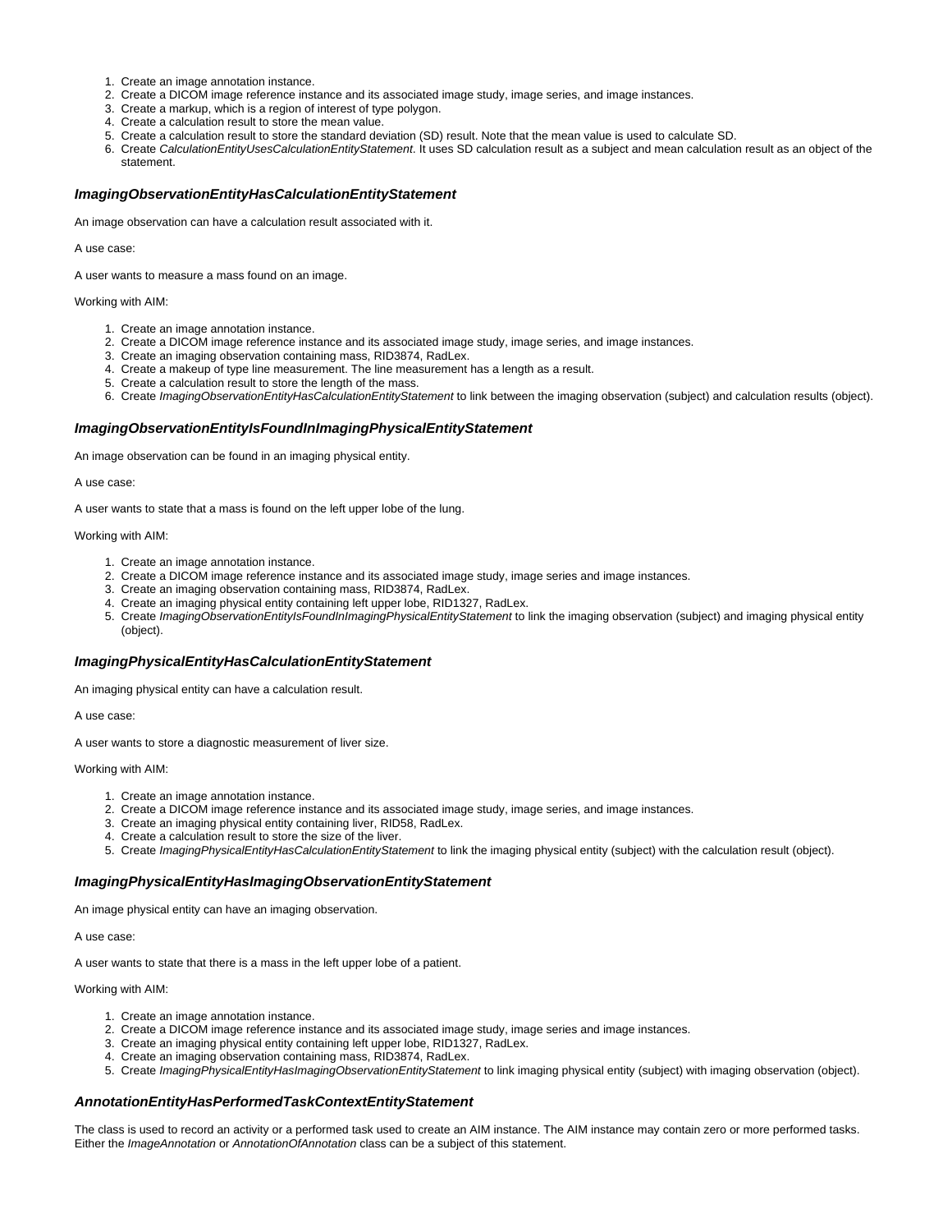1. Create an image annotation instance.
2. Create a DICOM image reference instance and its associated image study, image series, and image instances.
3. Create a markup, which is a region of interest of type polygon.
4. Create a calculation result to store the mean value.
5. Create a calculation result to store the standard deviation (SD) result. Note that the mean value is used to calculate SD.
6. Create *CalculationEntityUsesCalculationEntityStatement*. It uses SD calculation result as a subject and mean calculation result as an object of the statement.

### *ImagingObservationEntityHasCalculationEntityStatement*

An image observation can have a calculation result associated with it.

A use case:

A user wants to measure a mass found on an image.

Working with AIM:

1. Create an image annotation instance.
2. Create a DICOM image reference instance and its associated image study, image series, and image instances.
3. Create an imaging observation containing mass, RID3874, RadLex.
4. Create a makeup of type line measurement. The line measurement has a length as a result.
5. Create a calculation result to store the length of the mass.
6. Create *ImagingObservationEntityHasCalculationEntityStatement* to link between the imaging observation (subject) and calculation results (object).

### *ImagingObservationEntityIsFoundInImagingPhysicalEntityStatement*

An image observation can be found in an imaging physical entity.

A use case:

A user wants to state that a mass is found on the left upper lobe of the lung.

Working with AIM:

1. Create an image annotation instance.
2. Create a DICOM image reference instance and its associated image study, image series and image instances.
3. Create an imaging observation containing mass, RID3874, RadLex.
4. Create an imaging physical entity containing left upper lobe, RID1327, RadLex.
5. Create *ImagingObservationEntityIsFoundInImagingPhysicalEntityStatement* to link the imaging observation (subject) and imaging physical entity (object).

### *ImagingPhysicalEntityHasCalculationEntityStatement*

An imaging physical entity can have a calculation result.

A use case:

A user wants to store a diagnostic measurement of liver size.

Working with AIM:

1. Create an image annotation instance.
2. Create a DICOM image reference instance and its associated image study, image series, and image instances.
3. Create an imaging physical entity containing liver, RID58, RadLex.
4. Create a calculation result to store the size of the liver.
5. Create *ImagingPhysicalEntityHasCalculationEntityStatement* to link the imaging physical entity (subject) with the calculation result (object).

### *ImagingPhysicalEntityHasImagingObservationEntityStatement*

An image physical entity can have an imaging observation.

A use case:

A user wants to state that there is a mass in the left upper lobe of a patient.

Working with AIM:

1. Create an image annotation instance.
2. Create a DICOM image reference instance and its associated image study, image series and image instances.
3. Create an imaging physical entity containing left upper lobe, RID1327, RadLex.
4. Create an imaging observation containing mass, RID3874, RadLex.
5. Create *ImagingPhysicalEntityHasImagingObservationEntityStatement* to link imaging physical entity (subject) with imaging observation (object).

### *AnnotationEntityHasPerformedTaskContextEntityStatement*

The class is used to record an activity or a performed task used to create an AIM instance. The AIM instance may contain zero or more performed tasks. Either the *ImageAnnotation* or *AnnotationOfAnnotation* class can be a subject of this statement.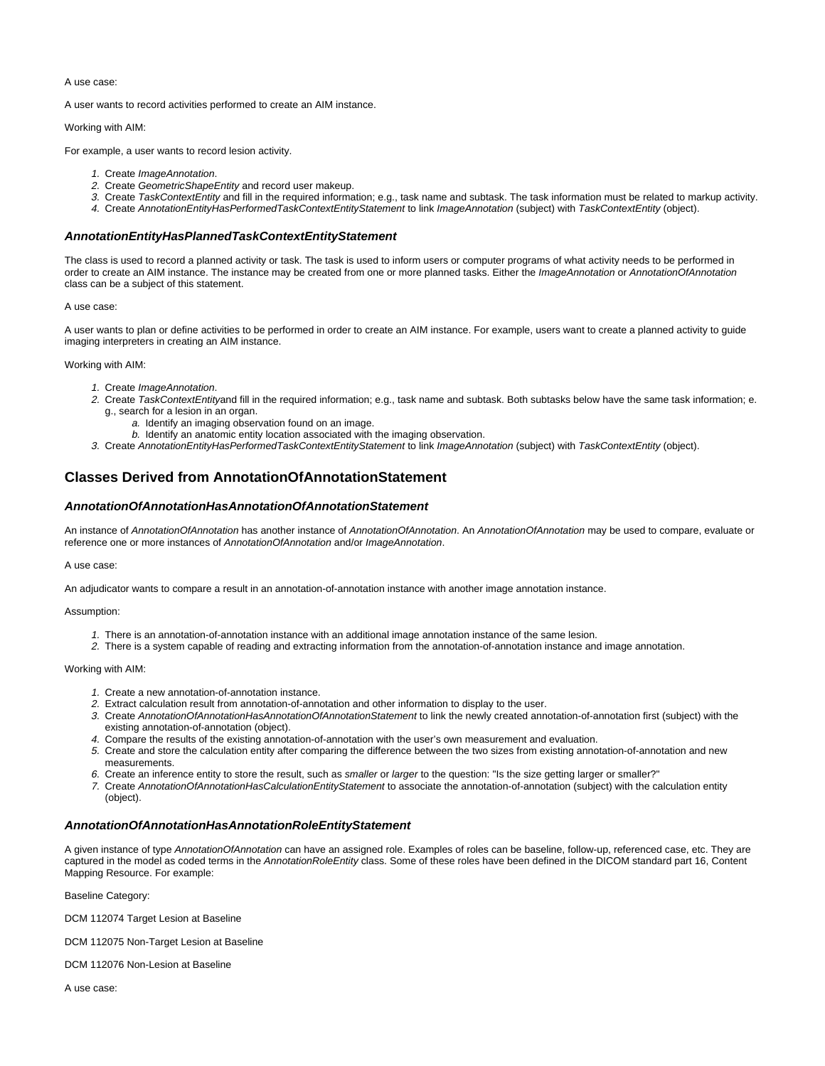A use case:

A user wants to record activities performed to create an AIM instance.

Working with AIM:

For example, a user wants to record lesion activity.

1. Create *ImageAnnotation*.
2. Create *GeometricShapeEntity* and record user makeup.
3. Create *TaskContextEntity* and fill in the required information; e.g., task name and subtask. The task information must be related to markup activity.
4. Create *AnnotationEntityHasPerformedTaskContextEntityStatement* to link *ImageAnnotation* (subject) with *TaskContextEntity* (object).

### *AnnotationEntityHasPlannedTaskContextEntityStatement*

The class is used to record a planned activity or task. The task is used to inform users or computer programs of what activity needs to be performed in order to create an AIM instance. The instance may be created from one or more planned tasks. Either the *ImageAnnotation* or *AnnotationOfAnnotation* class can be a subject of this statement.

A use case:

A user wants to plan or define activities to be performed in order to create an AIM instance. For example, users want to create a planned activity to guide imaging interpreters in creating an AIM instance.

Working with AIM:

1. Create *ImageAnnotation*.
2. Create *TaskContextEntity*and fill in the required information; e.g., task name and subtask. Both subtasks below have the same task information; e.g., search for a lesion in an organ.
    a. Identify an imaging observation found on an image.
    b. Identify an anatomic entity location associated with the imaging observation.
3. Create *AnnotationEntityHasPerformedTaskContextEntityStatement* to link *ImageAnnotation* (subject) with *TaskContextEntity* (object).

## Classes Derived from AnnotationOfAnnotationStatement

### *AnnotationOfAnnotationHasAnnotationOfAnnotationStatement*

An instance of *AnnotationOfAnnotation* has another instance of *AnnotationOfAnnotation*. An *AnnotationOfAnnotation* may be used to compare, evaluate or reference one or more instances of *AnnotationOfAnnotation* and/or *ImageAnnotation*.

A use case:

An adjudicator wants to compare a result in an annotation-of-annotation instance with another image annotation instance.

Assumption:

1. There is an annotation-of-annotation instance with an additional image annotation instance of the same lesion.
2. There is a system capable of reading and extracting information from the annotation-of-annotation instance and image annotation.

Working with AIM:

1. Create a new annotation-of-annotation instance.
2. Extract calculation result from annotation-of-annotation and other information to display to the user.
3. Create *AnnotationOfAnnotationHasAnnotationOfAnnotationStatement* to link the newly created annotation-of-annotation first (subject) with the existing annotation-of-annotation (object).
4. Compare the results of the existing annotation-of-annotation with the user's own measurement and evaluation.
5. Create and store the calculation entity after comparing the difference between the two sizes from existing annotation-of-annotation and new measurements.
6. Create an inference entity to store the result, such as *smaller* or *larger* to the question: "Is the size getting larger or smaller?"
7. Create *AnnotationOfAnnotationHasCalculationEntityStatement* to associate the annotation-of-annotation (subject) with the calculation entity (object).

### *AnnotationOfAnnotationHasAnnotationRoleEntityStatement*

A given instance of type *AnnotationOfAnnotation* can have an assigned role. Examples of roles can be baseline, follow-up, referenced case, etc. They are captured in the model as coded terms in the *AnnotationRoleEntity* class. Some of these roles have been defined in the DICOM standard part 16, Content Mapping Resource. For example:

Baseline Category:

DCM 112074 Target Lesion at Baseline

DCM 112075 Non-Target Lesion at Baseline

DCM 112076 Non-Lesion at Baseline

A use case: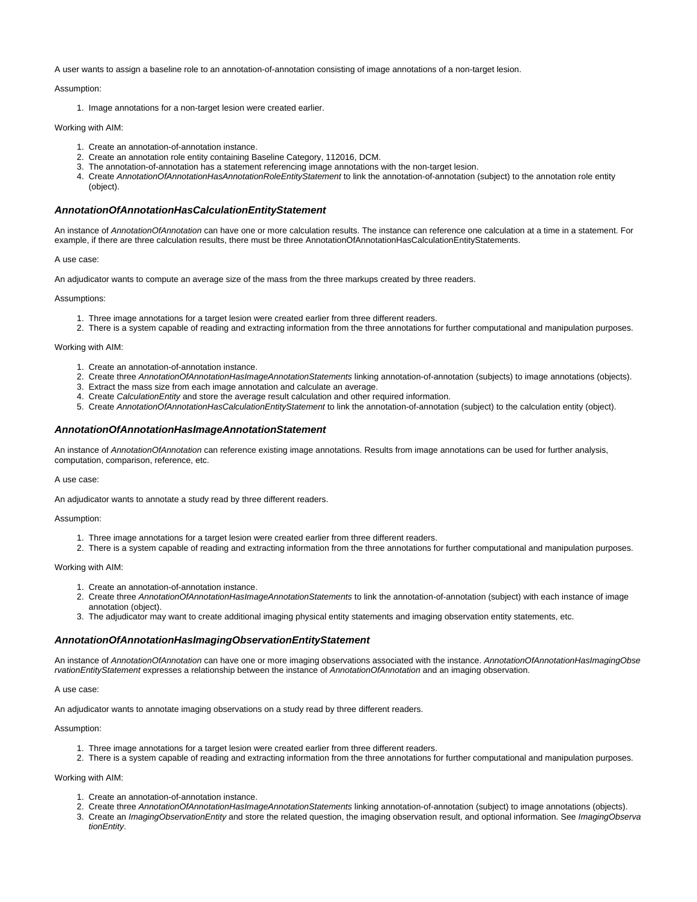A user wants to assign a baseline role to an annotation-of-annotation consisting of image annotations of a non-target lesion.

Assumption:

1. Image annotations for a non-target lesion were created earlier.

Working with AIM:

1. Create an annotation-of-annotation instance.
2. Create an annotation role entity containing Baseline Category, 112016, DCM.
3. The annotation-of-annotation has a statement referencing image annotations with the non-target lesion.
4. Create *AnnotationOfAnnotationHasAnnotationRoleEntityStatement* to link the annotation-of-annotation (subject) to the annotation role entity (object).

### *AnnotationOfAnnotationHasCalculationEntityStatement*

An instance of *AnnotationOfAnnotation* can have one or more calculation results. The instance can reference one calculation at a time in a statement. For example, if there are three calculation results, there must be three AnnotationOfAnnotationHasCalculationEntityStatements.

A use case:

An adjudicator wants to compute an average size of the mass from the three markups created by three readers.

Assumptions:

1. Three image annotations for a target lesion were created earlier from three different readers.
2. There is a system capable of reading and extracting information from the three annotations for further computational and manipulation purposes.

Working with AIM:

1. Create an annotation-of-annotation instance.
2. Create three *AnnotationOfAnnotationHasImageAnnotationStatements* linking annotation-of-annotation (subjects) to image annotations (objects).
3. Extract the mass size from each image annotation and calculate an average.
4. Create *CalculationEntity* and store the average result calculation and other required information.
5. Create *AnnotationOfAnnotationHasCalculationEntityStatement* to link the annotation-of-annotation (subject) to the calculation entity (object).

### *AnnotationOfAnnotationHasImageAnnotationStatement*

An instance of *AnnotationOfAnnotation* can reference existing image annotations. Results from image annotations can be used for further analysis, computation, comparison, reference, etc.

A use case:

An adjudicator wants to annotate a study read by three different readers.

Assumption:

1. Three image annotations for a target lesion were created earlier from three different readers.
2. There is a system capable of reading and extracting information from the three annotations for further computational and manipulation purposes.

Working with AIM:

1. Create an annotation-of-annotation instance.
2. Create three *AnnotationOfAnnotationHasImageAnnotationStatements* to link the annotation-of-annotation (subject) with each instance of image annotation (object).
3. The adjudicator may want to create additional imaging physical entity statements and imaging observation entity statements, etc.

### *AnnotationOfAnnotationHasImagingObservationEntityStatement*

An instance of *AnnotationOfAnnotation* can have one or more imaging observations associated with the instance. *AnnotationOfAnnotationHasImagingObservationEntityStatement* expresses a relationship between the instance of *AnnotationOfAnnotation* and an imaging observation.

A use case:

An adjudicator wants to annotate imaging observations on a study read by three different readers.

Assumption:

1. Three image annotations for a target lesion were created earlier from three different readers.
2. There is a system capable of reading and extracting information from the three annotations for further computational and manipulation purposes.

Working with AIM:

1. Create an annotation-of-annotation instance.
2. Create three *AnnotationOfAnnotationHasImageAnnotationStatements* linking annotation-of-annotation (subject) to image annotations (objects).
3. Create an *ImagingObservationEntity* and store the related question, the imaging observation result, and optional information. See *ImagingObservationEntity*.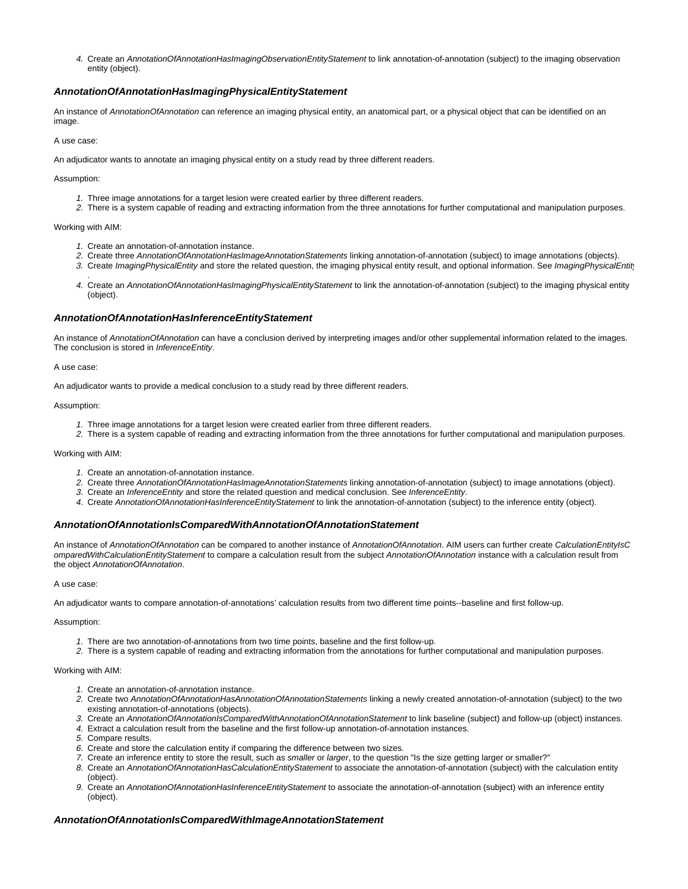4. Create an *AnnotationOfAnnotationHasImagingObservationEntityStatement* to link annotation-of-annotation (subject) to the imaging observation entity (object).

### *AnnotationOfAnnotationHasImagingPhysicalEntityStatement*

An instance of *AnnotationOfAnnotation* can reference an imaging physical entity, an anatomical part, or a physical object that can be identified on an image.

A use case:

An adjudicator wants to annotate an imaging physical entity on a study read by three different readers.

Assumption:

1. Three image annotations for a target lesion were created earlier by three different readers.
2. There is a system capable of reading and extracting information from the three annotations for further computational and manipulation purposes.

Working with AIM:

1. Create an annotation-of-annotation instance.
2. Create three *AnnotationOfAnnotationHasImageAnnotationStatements* linking annotation-of-annotation (subject) to image annotations (objects).
3. Create *ImagingPhysicalEntity* and store the related question, the imaging physical entity result, and optional information. See *ImagingPhysicalEntity*.
4. Create an *AnnotationOfAnnotationHasImagingPhysicalEntityStatement* to link the annotation-of-annotation (subject) to the imaging physical entity (object).

### *AnnotationOfAnnotationHasInferenceEntityStatement*

An instance of *AnnotationOfAnnotation* can have a conclusion derived by interpreting images and/or other supplemental information related to the images. The conclusion is stored in *InferenceEntity*.

A use case:

An adjudicator wants to provide a medical conclusion to a study read by three different readers.

Assumption:

1. Three image annotations for a target lesion were created earlier from three different readers.
2. There is a system capable of reading and extracting information from the three annotations for further computational and manipulation purposes.

Working with AIM:

1. Create an annotation-of-annotation instance.
2. Create three *AnnotationOfAnnotationHasImageAnnotationStatements* linking annotation-of-annotation (subject) to image annotations (object).
3. Create an *InferenceEntity* and store the related question and medical conclusion. See *InferenceEntity*.
4. Create *AnnotationOfAnnotationHasInferenceEntityStatement* to link the annotation-of-annotation (subject) to the inference entity (object).

### *AnnotationOfAnnotationIsComparedWithAnnotationOfAnnotationStatement*

An instance of *AnnotationOfAnnotation* can be compared to another instance of *AnnotationOfAnnotation*. AIM users can further create *CalculationEntityIsComparedWithCalculationEntityStatement* to compare a calculation result from the subject *AnnotationOfAnnotation* instance with a calculation result from the object *AnnotationOfAnnotation*.

A use case:

An adjudicator wants to compare annotation-of-annotations' calculation results from two different time points--baseline and first follow-up.

Assumption:

1. There are two annotation-of-annotations from two time points, baseline and the first follow-up.
2. There is a system capable of reading and extracting information from the annotations for further computational and manipulation purposes.

Working with AIM:

1. Create an annotation-of-annotation instance.
2. Create two *AnnotationOfAnnotationHasAnnotationOfAnnotationStatements* linking a newly created annotation-of-annotation (subject) to the two existing annotation-of-annotations (objects).
3. Create an *AnnotationOfAnnotationIsComparedWithAnnotationOfAnnotationStatement* to link baseline (subject) and follow-up (object) instances.
4. Extract a calculation result from the baseline and the first follow-up annotation-of-annotation instances.
5. Compare results.
6. Create and store the calculation entity if comparing the difference between two sizes.
7. Create an inference entity to store the result, such as *smaller* or *larger*, to the question "Is the size getting larger or smaller?"
8. Create an *AnnotationOfAnnotationHasCalculationEntityStatement* to associate the annotation-of-annotation (subject) with the calculation entity (object).
9. Create an *AnnotationOfAnnotationHasInferenceEntityStatement* to associate the annotation-of-annotation (subject) with an inference entity (object).

### *AnnotationOfAnnotationIsComparedWithImageAnnotationStatement*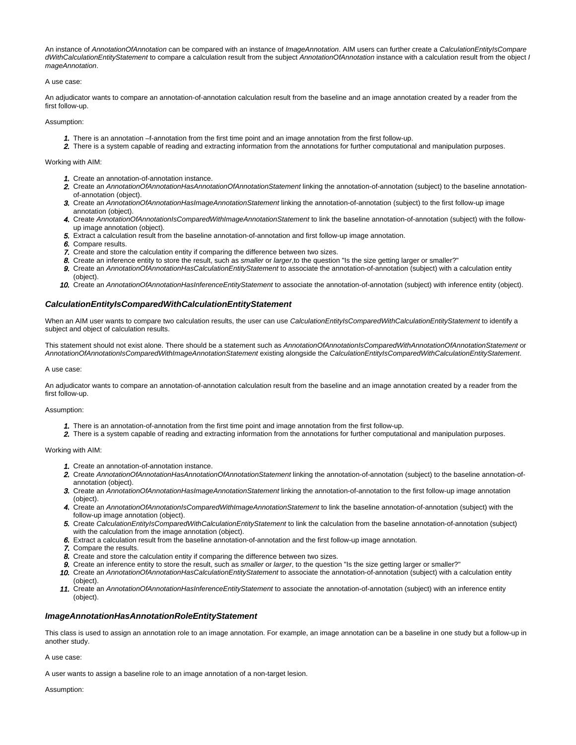An instance of *AnnotationOfAnnotation* can be compared with an instance of *ImageAnnotation*. AIM users can further create a *CalculationEntityIsComparedWithCalculationEntityStatement* to compare a calculation result from the subject *AnnotationOfAnnotation* instance with a calculation result from the object *ImageAnnotation*.

A use case:

An adjudicator wants to compare an annotation-of-annotation calculation result from the baseline and an image annotation created by a reader from the first follow-up.

Assumption:

1. There is an annotation –f-annotation from the first time point and an image annotation from the first follow-up.
2. There is a system capable of reading and extracting information from the annotations for further computational and manipulation purposes.

Working with AIM:

1. Create an annotation-of-annotation instance.
2. Create an *AnnotationOfAnnotationHasAnnotationOfAnnotationStatement* linking the annotation-of-annotation (subject) to the baseline annotation-of-annotation (object).
3. Create an *AnnotationOfAnnotationHasImageAnnotationStatement* linking the annotation-of-annotation (subject) to the first follow-up image annotation (object).
4. Create *AnnotationOfAnnotationIsComparedWithImageAnnotationStatement* to link the baseline annotation-of-annotation (subject) with the follow-up image annotation (object).
5. Extract a calculation result from the baseline annotation-of-annotation and first follow-up image annotation.
6. Compare results.
7. Create and store the calculation entity if comparing the difference between two sizes.
8. Create an inference entity to store the result, such as *smaller* or *larger*,to the question "Is the size getting larger or smaller?"
9. Create an *AnnotationOfAnnotationHasCalculationEntityStatement* to associate the annotation-of-annotation (subject) with a calculation entity (object).
10. Create an *AnnotationOfAnnotationHasInferenceEntityStatement* to associate the annotation-of-annotation (subject) with inference entity (object).

### *CalculationEntityIsComparedWithCalculationEntityStatement*

When an AIM user wants to compare two calculation results, the user can use *CalculationEntityIsComparedWithCalculationEntityStatement* to identify a subject and object of calculation results.

This statement should not exist alone. There should be a statement such as *AnnotationOfAnnotationIsComparedWithAnnotationOfAnnotationStatement* or *AnnotationOfAnnotationIsComparedWithImageAnnotationStatement* existing alongside the *CalculationEntityIsComparedWithCalculationEntityStatement*.

A use case:

An adjudicator wants to compare an annotation-of-annotation calculation result from the baseline and an image annotation created by a reader from the first follow-up.

Assumption:

1. There is an annotation-of-annotation from the first time point and image annotation from the first follow-up.
2. There is a system capable of reading and extracting information from the annotations for further computational and manipulation purposes.

Working with AIM:

1. Create an annotation-of-annotation instance.
2. Create *AnnotationOfAnnotationHasAnnotationOfAnnotationStatement* linking the annotation-of-annotation (subject) to the baseline annotation-of-annotation (object).
3. Create an *AnnotationOfAnnotationHasImageAnnotationStatement* linking the annotation-of-annotation to the first follow-up image annotation (object).
4. Create an *AnnotationOfAnnotationIsComparedWithImageAnnotationStatement* to link the baseline annotation-of-annotation (subject) with the follow-up image annotation (object).
5. Create *CalculationEntityIsComparedWithCalculationEntityStatement* to link the calculation from the baseline annotation-of-annotation (subject) with the calculation from the image annotation (object).
6. Extract a calculation result from the baseline annotation-of-annotation and the first follow-up image annotation.
7. Compare the results.
8. Create and store the calculation entity if comparing the difference between two sizes.
9. Create an inference entity to store the result, such as *smaller* or *larger*, to the question "Is the size getting larger or smaller?"
10. Create an *AnnotationOfAnnotationHasCalculationEntityStatement* to associate the annotation-of-annotation (subject) with a calculation entity (object).
11. Create an *AnnotationOfAnnotationHasInferenceEntityStatement* to associate the annotation-of-annotation (subject) with an inference entity (object).

### *ImageAnnotationHasAnnotationRoleEntityStatement*

This class is used to assign an annotation role to an image annotation. For example, an image annotation can be a baseline in one study but a follow-up in another study.

A use case:

A user wants to assign a baseline role to an image annotation of a non-target lesion.

Assumption: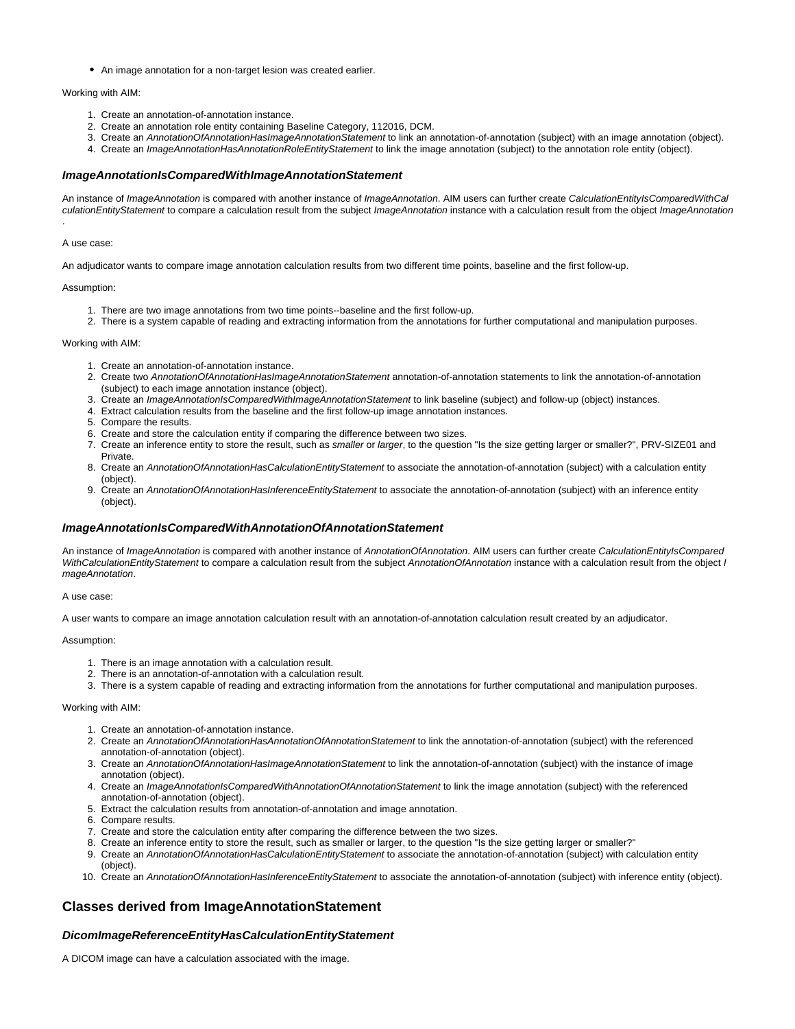- An image annotation for a non-target lesion was created earlier.

Working with AIM:

1. Create an annotation-of-annotation instance.
2. Create an annotation role entity containing Baseline Category, 112016, DCM.
3. Create an *AnnotationOfAnnotationHasImageAnnotationStatement* to link an annotation-of-annotation (subject) with an image annotation (object).
4. Create an *ImageAnnotationHasAnnotationRoleEntityStatement* to link the image annotation (subject) to the annotation role entity (object).

### *ImageAnnotationIsComparedWithImageAnnotationStatement*

An instance of *ImageAnnotation* is compared with another instance of *ImageAnnotation*. AIM users can further create *CalculationEntityIsComparedWithCalculationEntityStatement* to compare a calculation result from the subject *ImageAnnotation* instance with a calculation result from the object *ImageAnnotation*.

A use case:

An adjudicator wants to compare image annotation calculation results from two different time points, baseline and the first follow-up.

Assumption:

1. There are two image annotations from two time points--baseline and the first follow-up.
2. There is a system capable of reading and extracting information from the annotations for further computational and manipulation purposes.

Working with AIM:

1. Create an annotation-of-annotation instance.
2. Create two *AnnotationOfAnnotationHasImageAnnotationStatement* annotation-of-annotation statements to link the annotation-of-annotation (subject) to each image annotation instance (object).
3. Create an *ImageAnnotationIsComparedWithImageAnnotationStatement* to link baseline (subject) and follow-up (object) instances.
4. Extract calculation results from the baseline and the first follow-up image annotation instances.
5. Compare the results.
6. Create and store the calculation entity if comparing the difference between two sizes.
7. Create an inference entity to store the result, such as *smaller* or *larger*, to the question "Is the size getting larger or smaller?", PRV-SIZE01 and Private.
8. Create an *AnnotationOfAnnotationHasCalculationEntityStatement* to associate the annotation-of-annotation (subject) with a calculation entity (object).
9. Create an *AnnotationOfAnnotationHasInferenceEntityStatement* to associate the annotation-of-annotation (subject) with an inference entity (object).

### *ImageAnnotationIsComparedWithAnnotationOfAnnotationStatement*

An instance of *ImageAnnotation* is compared with another instance of *AnnotationOfAnnotation*. AIM users can further create *CalculationEntityIsComparedWithCalculationEntityStatement* to compare a calculation result from the subject *AnnotationOfAnnotation* instance with a calculation result from the object *ImageAnnotation*.

A use case:

A user wants to compare an image annotation calculation result with an annotation-of-annotation calculation result created by an adjudicator.

Assumption:

1. There is an image annotation with a calculation result.
2. There is an annotation-of-annotation with a calculation result.
3. There is a system capable of reading and extracting information from the annotations for further computational and manipulation purposes.

Working with AIM:

1. Create an annotation-of-annotation instance.
2. Create an *AnnotationOfAnnotationHasAnnotationOfAnnotationStatement* to link the annotation-of-annotation (subject) with the referenced annotation-of-annotation (object).
3. Create an *AnnotationOfAnnotationHasImageAnnotationStatement* to link the annotation-of-annotation (subject) with the instance of image annotation (object).
4. Create an *ImageAnnotationIsComparedWithAnnotationOfAnnotationStatement* to link the image annotation (subject) with the referenced annotation-of-annotation (object).
5. Extract the calculation results from annotation-of-annotation and image annotation.
6. Compare results.
7. Create and store the calculation entity after comparing the difference between the two sizes.
8. Create an inference entity to store the result, such as smaller or larger, to the question "Is the size getting larger or smaller?"
9. Create an *AnnotationOfAnnotationHasCalculationEntityStatement* to associate the annotation-of-annotation (subject) with calculation entity (object).
10. Create an *AnnotationOfAnnotationHasInferenceEntityStatement* to associate the annotation-of-annotation (subject) with inference entity (object).

## Classes derived from ImageAnnotationStatement

### *DicomImageReferenceEntityHasCalculationEntityStatement*

A DICOM image can have a calculation associated with the image.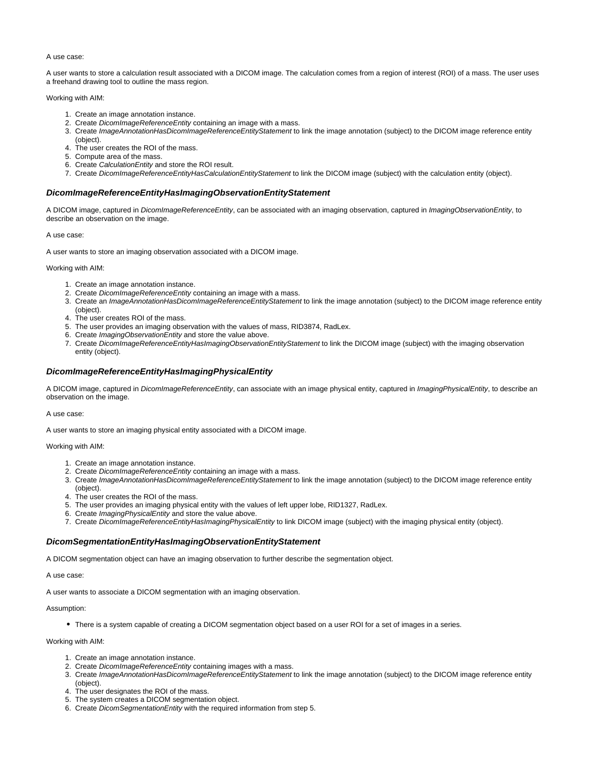A use case:

A user wants to store a calculation result associated with a DICOM image. The calculation comes from a region of interest (ROI) of a mass. The user uses a freehand drawing tool to outline the mass region.

Working with AIM:

1. Create an image annotation instance.
2. Create *DicomImageReferenceEntity* containing an image with a mass.
3. Create *ImageAnnotationHasDicomImageReferenceEntityStatement* to link the image annotation (subject) to the DICOM image reference entity (object).
4. The user creates the ROI of the mass.
5. Compute area of the mass.
6. Create *CalculationEntity* and store the ROI result.
7. Create *DicomImageReferenceEntityHasCalculationEntityStatement* to link the DICOM image (subject) with the calculation entity (object).

### *DicomImageReferenceEntityHasImagingObservationEntityStatement*

A DICOM image, captured in *DicomImageReferenceEntity*, can be associated with an imaging observation, captured in *ImagingObservationEntity*, to describe an observation on the image.

A use case:

A user wants to store an imaging observation associated with a DICOM image.

Working with AIM:

1. Create an image annotation instance.
2. Create *DicomImageReferenceEntity* containing an image with a mass.
3. Create an *ImageAnnotationHasDicomImageReferenceEntityStatement* to link the image annotation (subject) to the DICOM image reference entity (object).
4. The user creates ROI of the mass.
5. The user provides an imaging observation with the values of mass, RID3874, RadLex.
6. Create *ImagingObservationEntity* and store the value above.
7. Create *DicomImageReferenceEntityHasImagingObservationEntityStatement* to link the DICOM image (subject) with the imaging observation entity (object).

### *DicomImageReferenceEntityHasImagingPhysicalEntity*

A DICOM image, captured in *DicomImageReferenceEntity*, can associate with an image physical entity, captured in *ImagingPhysicalEntity*, to describe an observation on the image.

A use case:

A user wants to store an imaging physical entity associated with a DICOM image.

Working with AIM:

1. Create an image annotation instance.
2. Create *DicomImageReferenceEntity* containing an image with a mass.
3. Create *ImageAnnotationHasDicomImageReferenceEntityStatement* to link the image annotation (subject) to the DICOM image reference entity (object).
4. The user creates the ROI of the mass.
5. The user provides an imaging physical entity with the values of left upper lobe, RID1327, RadLex.
6. Create *ImagingPhysicalEntity* and store the value above.
7. Create *DicomImageReferenceEntityHasImagingPhysicalEntity* to link DICOM image (subject) with the imaging physical entity (object).

### *DicomSegmentationEntityHasImagingObservationEntityStatement*

A DICOM segmentation object can have an imaging observation to further describe the segmentation object.

A use case:

A user wants to associate a DICOM segmentation with an imaging observation.

Assumption:

- There is a system capable of creating a DICOM segmentation object based on a user ROI for a set of images in a series.

Working with AIM:

1. Create an image annotation instance.
2. Create *DicomImageReferenceEntity* containing images with a mass.
3. Create *ImageAnnotationHasDicomImageReferenceEntityStatement* to link the image annotation (subject) to the DICOM image reference entity (object).
4. The user designates the ROI of the mass.
5. The system creates a DICOM segmentation object.
6. Create *DicomSegmentationEntity* with the required information from step 5.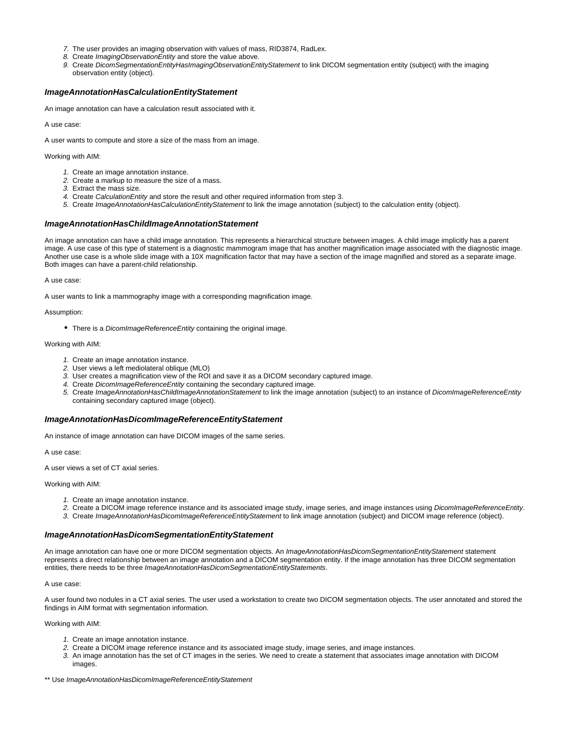7. The user provides an imaging observation with values of mass, RID3874, RadLex.
8. Create *ImagingObservationEntity* and store the value above.
9. Create *DicomSegmentationEntityHasImagingObservationEntityStatement* to link DICOM segmentation entity (subject) with the imaging observation entity (object).

### *ImageAnnotationHasCalculationEntityStatement*

An image annotation can have a calculation result associated with it.

A use case:

A user wants to compute and store a size of the mass from an image.

Working with AIM:

1. Create an image annotation instance.
2. Create a markup to measure the size of a mass.
3. Extract the mass size.
4. Create *CalculationEntity* and store the result and other required information from step 3.
5. Create *ImageAnnotationHasCalculationEntityStatement* to link the image annotation (subject) to the calculation entity (object).

### *ImageAnnotationHasChildImageAnnotationStatement*

An image annotation can have a child image annotation. This represents a hierarchical structure between images. A child image implicitly has a parent image. A use case of this type of statement is a diagnostic mammogram image that has another magnification image associated with the diagnostic image. Another use case is a whole slide image with a 10X magnification factor that may have a section of the image magnified and stored as a separate image. Both images can have a parent-child relationship.

A use case:

A user wants to link a mammography image with a corresponding magnification image.

Assumption:

- There is a *DicomImageReferenceEntity* containing the original image.

Working with AIM:

1. Create an image annotation instance.
2. User views a left mediolateral oblique (MLO)
3. User creates a magnification view of the ROI and save it as a DICOM secondary captured image.
4. Create *DicomImageReferenceEntity* containing the secondary captured image.
5. Create *ImageAnnotationHasChildImageAnnotationStatement* to link the image annotation (subject) to an instance of *DicomImageReferenceEntity* containing secondary captured image (object).

### *ImageAnnotationHasDicomImageReferenceEntityStatement*

An instance of image annotation can have DICOM images of the same series.

A use case:

A user views a set of CT axial series.

Working with AIM:

1. Create an image annotation instance.
2. Create a DICOM image reference instance and its associated image study, image series, and image instances using *DicomImageReferenceEntity*.
3. Create *ImageAnnotationHasDicomImageReferenceEntityStatement* to link image annotation (subject) and DICOM image reference (object).

### *ImageAnnotationHasDicomSegmentationEntityStatement*

An image annotation can have one or more DICOM segmentation objects. An *ImageAnnotationHasDicomSegmentationEntityStatement* statement represents a direct relationship between an image annotation and a DICOM segmentation entity. If the image annotation has three DICOM segmentation entities, there needs to be three *ImageAnnotationHasDicomSegmentationEntityStatements*.

A use case:

A user found two nodules in a CT axial series. The user used a workstation to create two DICOM segmentation objects. The user annotated and stored the findings in AIM format with segmentation information.

Working with AIM:

1. Create an image annotation instance.
2. Create a DICOM image reference instance and its associated image study, image series, and image instances.
3. An image annotation has the set of CT images in the series. We need to create a statement that associates image annotation with DICOM images.

** Use *ImageAnnotationHasDicomImageReferenceEntityStatement*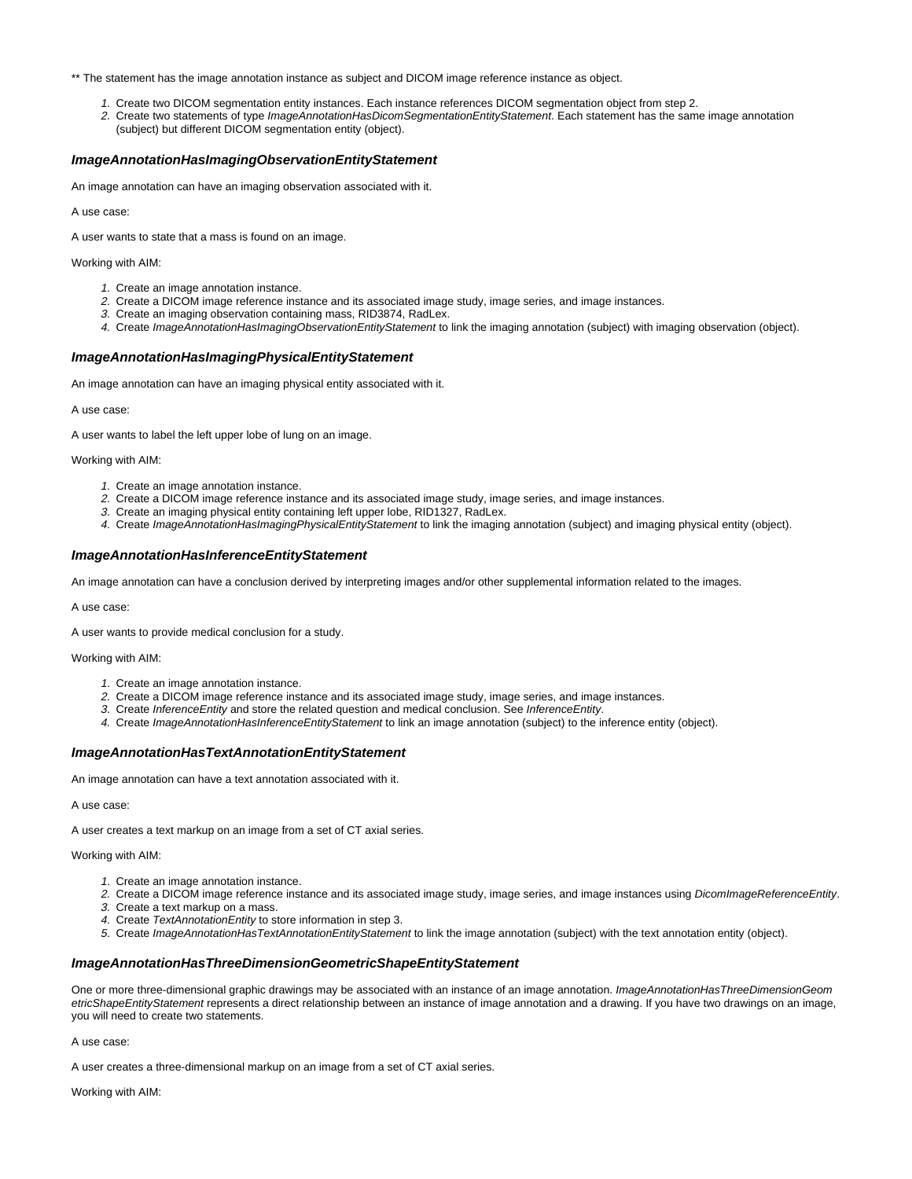** The statement has the image annotation instance as subject and DICOM image reference instance as object.

1. Create two DICOM segmentation entity instances. Each instance references DICOM segmentation object from step 2.
2. Create two statements of type *ImageAnnotationHasDicomSegmentationEntityStatement*. Each statement has the same image annotation (subject) but different DICOM segmentation entity (object).

### *ImageAnnotationHasImagingObservationEntityStatement*

An image annotation can have an imaging observation associated with it.

A use case:

A user wants to state that a mass is found on an image.

Working with AIM:

1. Create an image annotation instance.
2. Create a DICOM image reference instance and its associated image study, image series, and image instances.
3. Create an imaging observation containing mass, RID3874, RadLex.
4. Create *ImageAnnotationHasImagingObservationEntityStatement* to link the imaging annotation (subject) with imaging observation (object).

### *ImageAnnotationHasImagingPhysicalEntityStatement*

An image annotation can have an imaging physical entity associated with it.

A use case:

A user wants to label the left upper lobe of lung on an image.

Working with AIM:

1. Create an image annotation instance.
2. Create a DICOM image reference instance and its associated image study, image series, and image instances.
3. Create an imaging physical entity containing left upper lobe, RID1327, RadLex.
4. Create *ImageAnnotationHasImagingPhysicalEntityStatement* to link the imaging annotation (subject) and imaging physical entity (object).

### *ImageAnnotationHasInferenceEntityStatement*

An image annotation can have a conclusion derived by interpreting images and/or other supplemental information related to the images.

A use case:

A user wants to provide medical conclusion for a study.

Working with AIM:

1. Create an image annotation instance.
2. Create a DICOM image reference instance and its associated image study, image series, and image instances.
3. Create *InferenceEntity* and store the related question and medical conclusion. See *InferenceEntity*.
4. Create *ImageAnnotationHasInferenceEntityStatement* to link an image annotation (subject) to the inference entity (object).

### *ImageAnnotationHasTextAnnotationEntityStatement*

An image annotation can have a text annotation associated with it.

A use case:

A user creates a text markup on an image from a set of CT axial series.

Working with AIM:

1. Create an image annotation instance.
2. Create a DICOM image reference instance and its associated image study, image series, and image instances using *DicomImageReferenceEntity*.
3. Create a text markup on a mass.
4. Create *TextAnnotationEntity* to store information in step 3.
5. Create *ImageAnnotationHasTextAnnotationEntityStatement* to link the image annotation (subject) with the text annotation entity (object).

### *ImageAnnotationHasThreeDimensionGeometricShapeEntityStatement*

One or more three-dimensional graphic drawings may be associated with an instance of an image annotation. *ImageAnnotationHasThreeDimensionGeometricShapeEntityStatement* represents a direct relationship between an instance of image annotation and a drawing. If you have two drawings on an image, you will need to create two statements.

A use case:

A user creates a three-dimensional markup on an image from a set of CT axial series.

Working with AIM: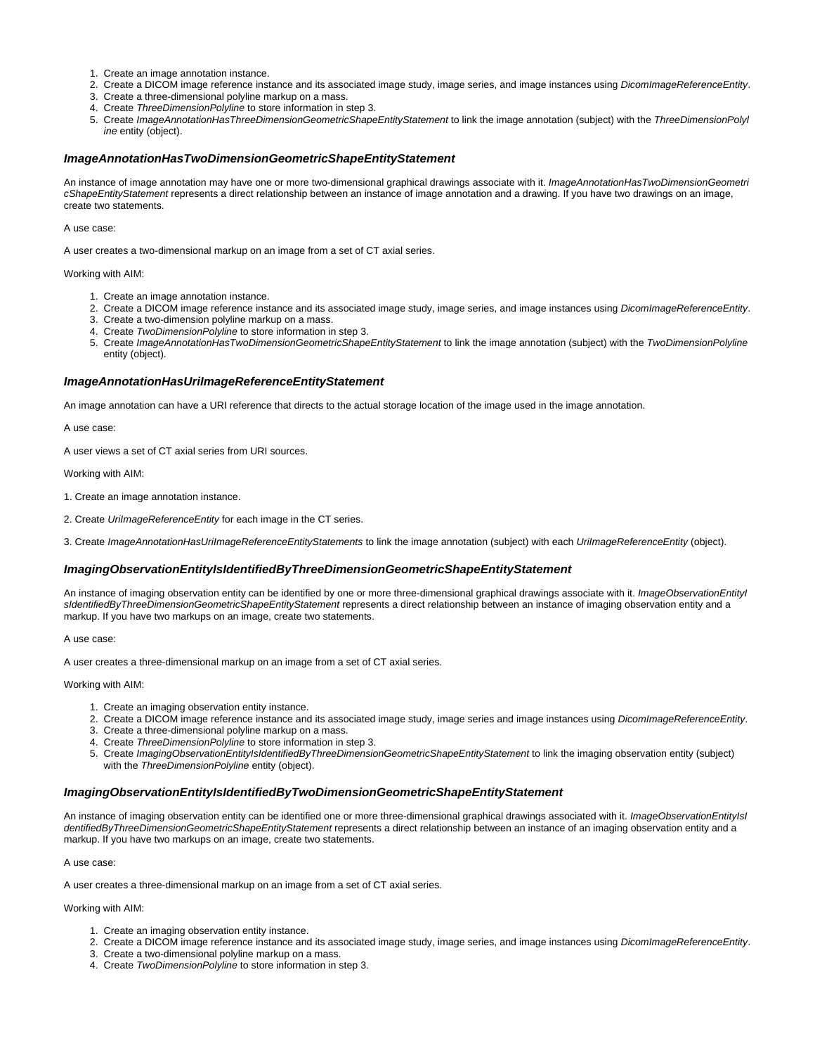1. Create an image annotation instance.
2. Create a DICOM image reference instance and its associated image study, image series, and image instances using *DicomImageReferenceEntity*.
3. Create a three-dimensional polyline markup on a mass.
4. Create *ThreeDimensionPolyline* to store information in step 3.
5. Create *ImageAnnotationHasThreeDimensionGeometricShapeEntityStatement* to link the image annotation (subject) with the *ThreeDimensionPolyline* entity (object).

### *ImageAnnotationHasTwoDimensionGeometricShapeEntityStatement*

An instance of image annotation may have one or more two-dimensional graphical drawings associate with it. *ImageAnnotationHasTwoDimensionGeometricShapeEntityStatement* represents a direct relationship between an instance of image annotation and a drawing. If you have two drawings on an image, create two statements.

A use case:

A user creates a two-dimensional markup on an image from a set of CT axial series.

Working with AIM:

1. Create an image annotation instance.
2. Create a DICOM image reference instance and its associated image study, image series, and image instances using *DicomImageReferenceEntity*.
3. Create a two-dimension polyline markup on a mass.
4. Create *TwoDimensionPolyline* to store information in step 3.
5. Create *ImageAnnotationHasTwoDimensionGeometricShapeEntityStatement* to link the image annotation (subject) with the *TwoDimensionPolyline* entity (object).

### *ImageAnnotationHasUriImageReferenceEntityStatement*

An image annotation can have a URI reference that directs to the actual storage location of the image used in the image annotation.

A use case:

A user views a set of CT axial series from URI sources.

Working with AIM:

1. Create an image annotation instance.

2. Create *UriImageReferenceEntity* for each image in the CT series.

3. Create *ImageAnnotationHasUriImageReferenceEntityStatements* to link the image annotation (subject) with each *UriImageReferenceEntity* (object).

### *ImagingObservationEntityIsIdentifiedByThreeDimensionGeometricShapeEntityStatement*

An instance of imaging observation entity can be identified by one or more three-dimensional graphical drawings associate with it. *ImageObservationEntityIsIdentifiedByThreeDimensionGeometricShapeEntityStatement* represents a direct relationship between an instance of imaging observation entity and a markup. If you have two markups on an image, create two statements.

A use case:

A user creates a three-dimensional markup on an image from a set of CT axial series.

Working with AIM:

1. Create an imaging observation entity instance.
2. Create a DICOM image reference instance and its associated image study, image series and image instances using *DicomImageReferenceEntity*.
3. Create a three-dimensional polyline markup on a mass.
4. Create *ThreeDimensionPolyline* to store information in step 3.
5. Create *ImagingObservationEntityIsIdentifiedByThreeDimensionGeometricShapeEntityStatement* to link the imaging observation entity (subject) with the *ThreeDimensionPolyline* entity (object).

### *ImagingObservationEntityIsIdentifiedByTwoDimensionGeometricShapeEntityStatement*

An instance of imaging observation entity can be identified one or more three-dimensional graphical drawings associated with it. *ImageObservationEntityIsIdentifiedByThreeDimensionGeometricShapeEntityStatement* represents a direct relationship between an instance of an imaging observation entity and a markup. If you have two markups on an image, create two statements.

A use case:

A user creates a three-dimensional markup on an image from a set of CT axial series.

Working with AIM:

1. Create an imaging observation entity instance.
2. Create a DICOM image reference instance and its associated image study, image series, and image instances using *DicomImageReferenceEntity*.
3. Create a two-dimensional polyline markup on a mass.
4. Create *TwoDimensionPolyline* to store information in step 3.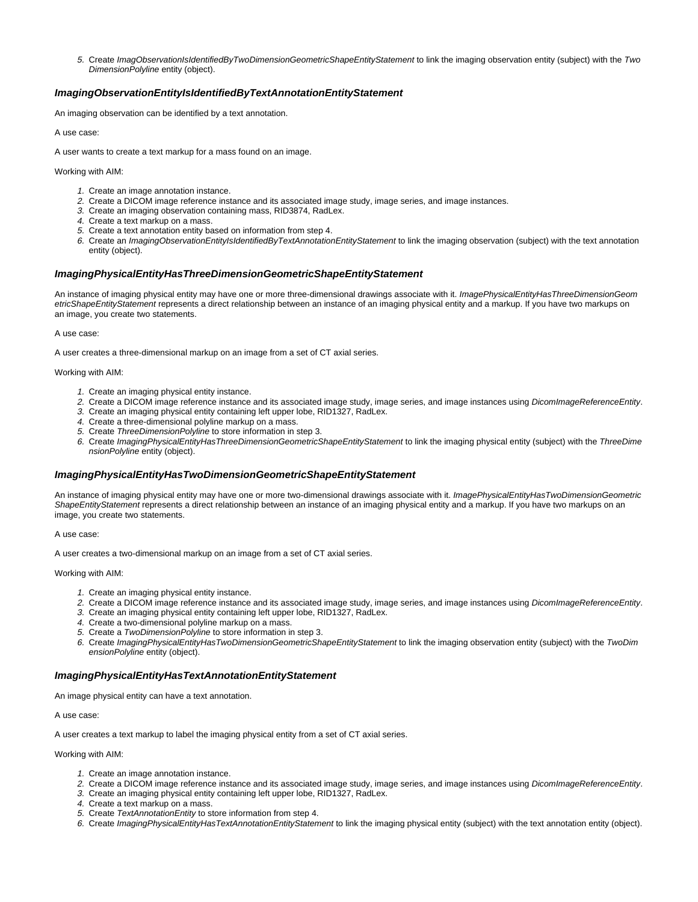5. Create *ImagObservationIsIdentifiedByTwoDimensionGeometricShapeEntityStatement* to link the imaging observation entity (subject) with the *TwoDimensionPolyline* entity (object).

### *ImagingObservationEntityIsIdentifiedByTextAnnotationEntityStatement*

An imaging observation can be identified by a text annotation.

A use case:

A user wants to create a text markup for a mass found on an image.

Working with AIM:

1. Create an image annotation instance.
2. Create a DICOM image reference instance and its associated image study, image series, and image instances.
3. Create an imaging observation containing mass, RID3874, RadLex.
4. Create a text markup on a mass.
5. Create a text annotation entity based on information from step 4.
6. Create an *ImagingObservationEntityIsIdentifiedByTextAnnotationEntityStatement* to link the imaging observation (subject) with the text annotation entity (object).

### *ImagingPhysicalEntityHasThreeDimensionGeometricShapeEntityStatement*

An instance of imaging physical entity may have one or more three-dimensional drawings associate with it. *ImagePhysicalEntityHasThreeDimensionGeometricShapeEntityStatement* represents a direct relationship between an instance of an imaging physical entity and a markup. If you have two markups on an image, you create two statements.

A use case:

A user creates a three-dimensional markup on an image from a set of CT axial series.

Working with AIM:

1. Create an imaging physical entity instance.
2. Create a DICOM image reference instance and its associated image study, image series, and image instances using *DicomImageReferenceEntity*.
3. Create an imaging physical entity containing left upper lobe, RID1327, RadLex.
4. Create a three-dimensional polyline markup on a mass.
5. Create *ThreeDimensionPolyline* to store information in step 3.
6. Create *ImagingPhysicalEntityHasThreeDimensionGeometricShapeEntityStatement* to link the imaging physical entity (subject) with the *ThreeDimensionPolyline* entity (object).

### *ImagingPhysicalEntityHasTwoDimensionGeometricShapeEntityStatement*

An instance of imaging physical entity may have one or more two-dimensional drawings associate with it. *ImagePhysicalEntityHasTwoDimensionGeometricShapeEntityStatement* represents a direct relationship between an instance of an imaging physical entity and a markup. If you have two markups on an image, you create two statements.

A use case:

A user creates a two-dimensional markup on an image from a set of CT axial series.

Working with AIM:

1. Create an imaging physical entity instance.
2. Create a DICOM image reference instance and its associated image study, image series, and image instances using *DicomImageReferenceEntity*.
3. Create an imaging physical entity containing left upper lobe, RID1327, RadLex.
4. Create a two-dimensional polyline markup on a mass.
5. Create a *TwoDimensionPolyline* to store information in step 3.
6. Create *ImagingPhysicalEntityHasTwoDimensionGeometricShapeEntityStatement* to link the imaging observation entity (subject) with the *TwoDimensionPolyline* entity (object).

### *ImagingPhysicalEntityHasTextAnnotationEntityStatement*

An image physical entity can have a text annotation.

A use case:

A user creates a text markup to label the imaging physical entity from a set of CT axial series.

Working with AIM:

1. Create an image annotation instance.
2. Create a DICOM image reference instance and its associated image study, image series, and image instances using *DicomImageReferenceEntity*.
3. Create an imaging physical entity containing left upper lobe, RID1327, RadLex.
4. Create a text markup on a mass.
5. Create *TextAnnotationEntity* to store information from step 4.
6. Create *ImagingPhysicalEntityHasTextAnnotationEntityStatement* to link the imaging physical entity (subject) with the text annotation entity (object).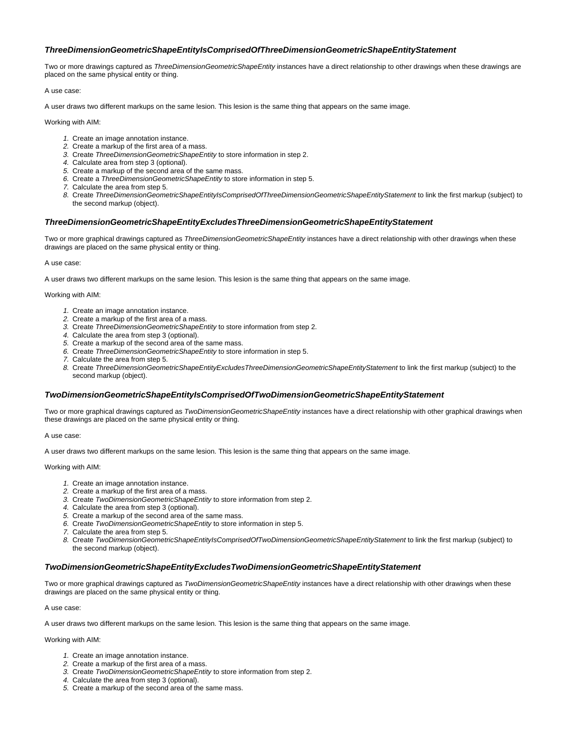### *ThreeDimensionGeometricShapeEntityIsComprisedOfThreeDimensionGeometricShapeEntityStatement*

Two or more drawings captured as *ThreeDimensionGeometricShapeEntity* instances have a direct relationship to other drawings when these drawings are placed on the same physical entity or thing.

A use case:

A user draws two different markups on the same lesion. This lesion is the same thing that appears on the same image.

Working with AIM:

1. Create an image annotation instance.
2. Create a markup of the first area of a mass.
3. Create *ThreeDimensionGeometricShapeEntity* to store information in step 2.
4. Calculate area from step 3 (optional).
5. Create a markup of the second area of the same mass.
6. Create a *ThreeDimensionGeometricShapeEntity* to store information in step 5.
7. Calculate the area from step 5.
8. Create *ThreeDimensionGeometricShapeEntityIsComprisedOfThreeDimensionGeometricShapeEntityStatement* to link the first markup (subject) to the second markup (object).

### *ThreeDimensionGeometricShapeEntityExcludesThreeDimensionGeometricShapeEntityStatement*

Two or more graphical drawings captured as *ThreeDimensionGeometricShapeEntity* instances have a direct relationship with other drawings when these drawings are placed on the same physical entity or thing.

A use case:

A user draws two different markups on the same lesion. This lesion is the same thing that appears on the same image.

Working with AIM:

1. Create an image annotation instance.
2. Create a markup of the first area of a mass.
3. Create *ThreeDimensionGeometricShapeEntity* to store information from step 2.
4. Calculate the area from step 3 (optional).
5. Create a markup of the second area of the same mass.
6. Create *ThreeDimensionGeometricShapeEntity* to store information in step 5.
7. Calculate the area from step 5.
8. Create *ThreeDimensionGeometricShapeEntityExcludesThreeDimensionGeometricShapeEntityStatement* to link the first markup (subject) to the second markup (object).

### *TwoDimensionGeometricShapeEntityIsComprisedOfTwoDimensionGeometricShapeEntityStatement*

Two or more graphical drawings captured as *TwoDimensionGeometricShapeEntity* instances have a direct relationship with other graphical drawings when these drawings are placed on the same physical entity or thing.

A use case:

A user draws two different markups on the same lesion. This lesion is the same thing that appears on the same image.

Working with AIM:

1. Create an image annotation instance.
2. Create a markup of the first area of a mass.
3. Create *TwoDimensionGeometricShapeEntity* to store information from step 2.
4. Calculate the area from step 3 (optional).
5. Create a markup of the second area of the same mass.
6. Create *TwoDimensionGeometricShapeEntity* to store information in step 5.
7. Calculate the area from step 5.
8. Create *TwoDimensionGeometricShapeEntityIsComprisedOfTwoDimensionGeometricShapeEntityStatement* to link the first markup (subject) to the second markup (object).

### *TwoDimensionGeometricShapeEntityExcludesTwoDimensionGeometricShapeEntityStatement*

Two or more graphical drawings captured as *TwoDimensionGeometricShapeEntity* instances have a direct relationship with other drawings when these drawings are placed on the same physical entity or thing.

A use case:

A user draws two different markups on the same lesion. This lesion is the same thing that appears on the same image.

Working with AIM:

1. Create an image annotation instance.
2. Create a markup of the first area of a mass.
3. Create *TwoDimensionGeometricShapeEntity* to store information from step 2.
4. Calculate the area from step 3 (optional).
5. Create a markup of the second area of the same mass.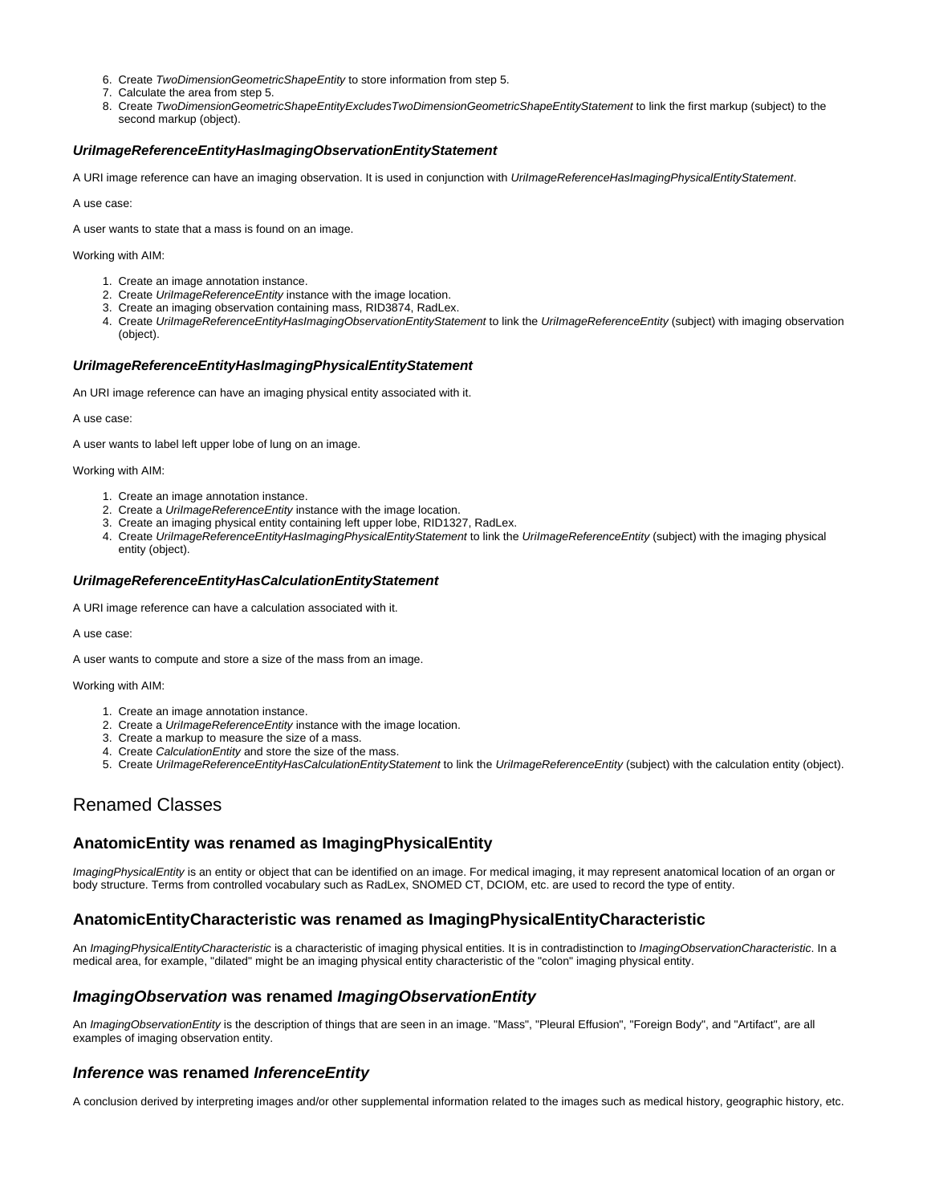6. Create *TwoDimensionGeometricShapeEntity* to store information from step 5.
7. Calculate the area from step 5.
8. Create *TwoDimensionGeometricShapeEntityExcludesTwoDimensionGeometricShapeEntityStatement* to link the first markup (subject) to the second markup (object).

#### *UriImageReferenceEntityHasImagingObservationEntityStatement*

A URI image reference can have an imaging observation. It is used in conjunction with *UriImageReferenceHasImagingPhysicalEntityStatement*.

A use case:

A user wants to state that a mass is found on an image.

Working with AIM:

1. Create an image annotation instance.
2. Create *UriImageReferenceEntity* instance with the image location.
3. Create an imaging observation containing mass, RID3874, RadLex.
4. Create *UriImageReferenceEntityHasImagingObservationEntityStatement* to link the *UriImageReferenceEntity* (subject) with imaging observation (object).

#### *UriImageReferenceEntityHasImagingPhysicalEntityStatement*

An URI image reference can have an imaging physical entity associated with it.

A use case:

A user wants to label left upper lobe of lung on an image.

Working with AIM:

1. Create an image annotation instance.
2. Create a *UriImageReferenceEntity* instance with the image location.
3. Create an imaging physical entity containing left upper lobe, RID1327, RadLex.
4. Create *UriImageReferenceEntityHasImagingPhysicalEntityStatement* to link the *UriImageReferenceEntity* (subject) with the imaging physical entity (object).

#### *UriImageReferenceEntityHasCalculationEntityStatement*

A URI image reference can have a calculation associated with it.

A use case:

A user wants to compute and store a size of the mass from an image.

Working with AIM:

1. Create an image annotation instance.
2. Create a *UriImageReferenceEntity* instance with the image location.
3. Create a markup to measure the size of a mass.
4. Create *CalculationEntity* and store the size of the mass.
5. Create *UriImageReferenceEntityHasCalculationEntityStatement* to link the *UriImageReferenceEntity* (subject) with the calculation entity (object).

## Renamed Classes

### AnatomicEntity was renamed as ImagingPhysicalEntity

*ImagingPhysicalEntity* is an entity or object that can be identified on an image. For medical imaging, it may represent anatomical location of an organ or body structure. Terms from controlled vocabulary such as RadLex, SNOMED CT, DCIOM, etc. are used to record the type of entity.

### AnatomicEntityCharacteristic was renamed as ImagingPhysicalEntityCharacteristic

An *ImagingPhysicalEntityCharacteristic* is a characteristic of imaging physical entities. It is in contradistinction to *ImagingObservationCharacteristic*. In a medical area, for example, "dilated" might be an imaging physical entity characteristic of the "colon" imaging physical entity.

### *ImagingObservation* was renamed *ImagingObservationEntity*

An *ImagingObservationEntity* is the description of things that are seen in an image. "Mass", "Pleural Effusion", "Foreign Body", and "Artifact", are all examples of imaging observation entity.

### *Inference* was renamed *InferenceEntity*

A conclusion derived by interpreting images and/or other supplemental information related to the images such as medical history, geographic history, etc.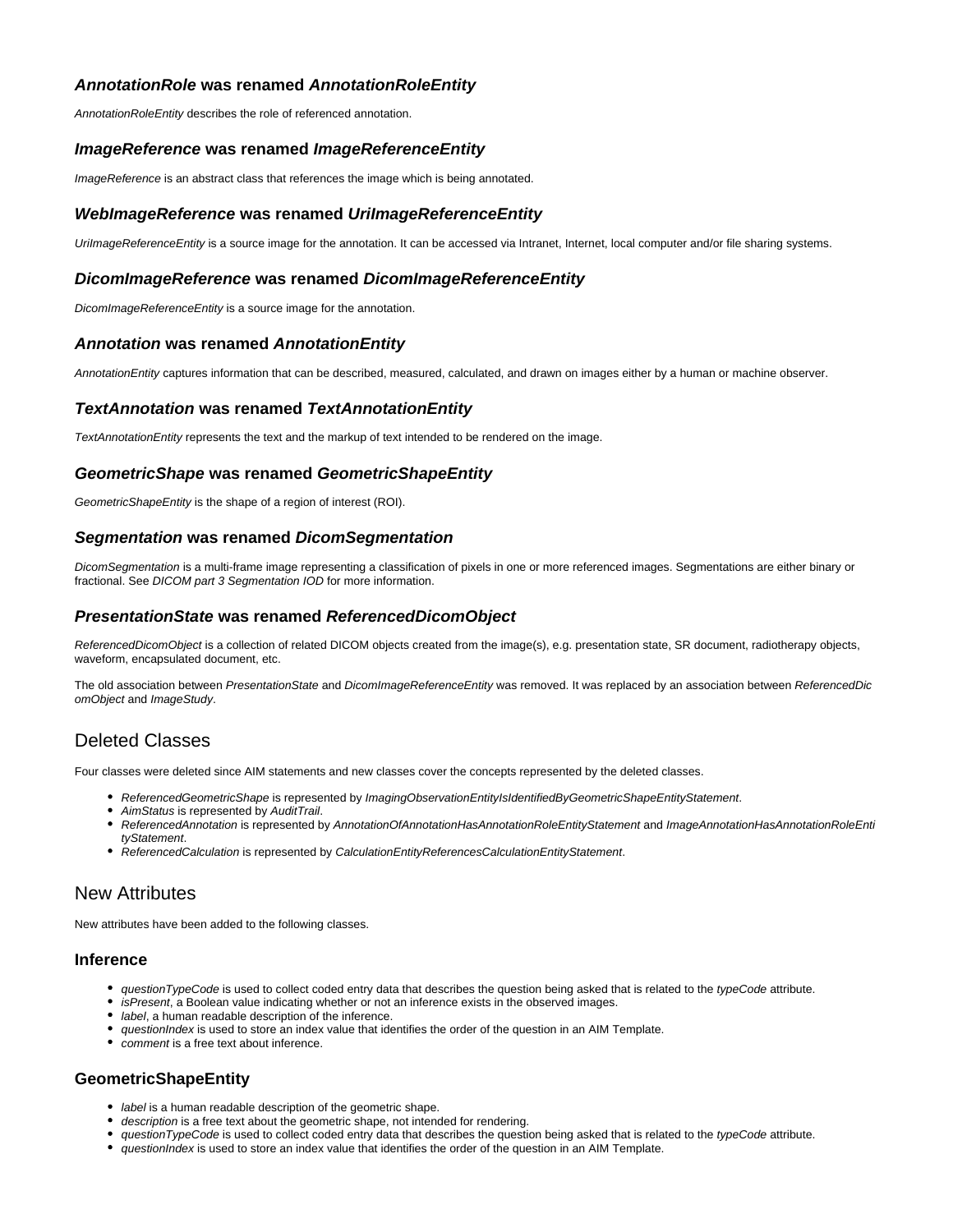### *AnnotationRole* was renamed *AnnotationRoleEntity*

*AnnotationRoleEntity* describes the role of referenced annotation.

### *ImageReference* was renamed *ImageReferenceEntity*

*ImageReference* is an abstract class that references the image which is being annotated.

### *WebImageReference* was renamed *UriImageReferenceEntity*

*UriImageReferenceEntity* is a source image for the annotation. It can be accessed via Intranet, Internet, local computer and/or file sharing systems.

### *DicomImageReference* was renamed *DicomImageReferenceEntity*

*DicomImageReferenceEntity* is a source image for the annotation.

### *Annotation* was renamed *AnnotationEntity*

*AnnotationEntity* captures information that can be described, measured, calculated, and drawn on images either by a human or machine observer.

### *TextAnnotation* was renamed *TextAnnotationEntity*

*TextAnnotationEntity* represents the text and the markup of text intended to be rendered on the image.

### *GeometricShape* was renamed *GeometricShapeEntity*

*GeometricShapeEntity* is the shape of a region of interest (ROI).

### *Segmentation* was renamed *DicomSegmentation*

*DicomSegmentation* is a multi-frame image representing a classification of pixels in one or more referenced images. Segmentations are either binary or fractional. See *DICOM part 3 Segmentation IOD* for more information.

### *PresentationState* was renamed *ReferencedDicomObject*

*ReferencedDicomObject* is a collection of related DICOM objects created from the image(s), e.g. presentation state, SR document, radiotherapy objects, waveform, encapsulated document, etc.

The old association between *PresentationState* and *DicomImageReferenceEntity* was removed. It was replaced by an association between *ReferencedDicomObject* and *ImageStudy*.

## Deleted Classes

Four classes were deleted since AIM statements and new classes cover the concepts represented by the deleted classes.

- *ReferencedGeometricShape* is represented by *ImagingObservationEntityIsIdentifiedByGeometricShapeEntityStatement*.
- *AimStatus* is represented by *AuditTrail*.
- *ReferencedAnnotation* is represented by *AnnotationOfAnnotationHasAnnotationRoleEntityStatement* and *ImageAnnotationHasAnnotationRoleEntityStatement*.
- *ReferencedCalculation* is represented by *CalculationEntityReferencesCalculationEntityStatement*.

## New Attributes

New attributes have been added to the following classes.

### Inference

- *questionTypeCode* is used to collect coded entry data that describes the question being asked that is related to the *typeCode* attribute.
- *isPresent*, a Boolean value indicating whether or not an inference exists in the observed images.
- *label*, a human readable description of the inference.
- *questionIndex* is used to store an index value that identifies the order of the question in an AIM Template.
- *comment* is a free text about inference.

### GeometricShapeEntity

- *label* is a human readable description of the geometric shape.
- *description* is a free text about the geometric shape, not intended for rendering.
- *questionTypeCode* is used to collect coded entry data that describes the question being asked that is related to the *typeCode* attribute.
- *questionIndex* is used to store an index value that identifies the order of the question in an AIM Template.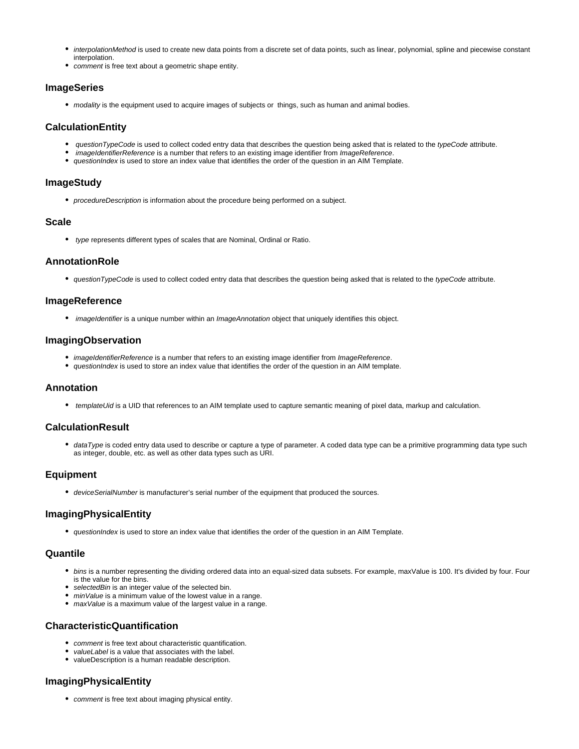- *interpolationMethod* is used to create new data points from a discrete set of data points, such as linear, polynomial, spline and piecewise constant interpolation.
- *comment* is free text about a geometric shape entity.

### ImageSeries

- *modality* is the equipment used to acquire images of subjects or things, such as human and animal bodies.

### CalculationEntity

- *questionTypeCode* is used to collect coded entry data that describes the question being asked that is related to the *typeCode* attribute.
- *imageIdentifierReference* is a number that refers to an existing image identifier from *ImageReference*.
- *questionIndex* is used to store an index value that identifies the order of the question in an AIM Template.

### ImageStudy

- *procedureDescription* is information about the procedure being performed on a subject.

### Scale

- *type* represents different types of scales that are Nominal, Ordinal or Ratio.

### AnnotationRole

- *questionTypeCode* is used to collect coded entry data that describes the question being asked that is related to the *typeCode* attribute.

### ImageReference

- *imageIdentifier* is a unique number within an *ImageAnnotation* object that uniquely identifies this object.

### ImagingObservation

- *imageIdentifierReference* is a number that refers to an existing image identifier from *ImageReference*.
- *questionIndex* is used to store an index value that identifies the order of the question in an AIM template.

### Annotation

- *templateUid* is a UID that references to an AIM template used to capture semantic meaning of pixel data, markup and calculation.

### CalculationResult

- *dataType* is coded entry data used to describe or capture a type of parameter. A coded data type can be a primitive programming data type such as integer, double, etc. as well as other data types such as URI.

### Equipment

- *deviceSerialNumber* is manufacturer's serial number of the equipment that produced the sources.

### ImagingPhysicalEntity

- *questionIndex* is used to store an index value that identifies the order of the question in an AIM Template.

### Quantile

- *bins* is a number representing the dividing ordered data into an equal-sized data subsets. For example, maxValue is 100. It's divided by four. Four is the value for the bins.
- *selectedBin* is an integer value of the selected bin.
- *minValue* is a minimum value of the lowest value in a range.
- *maxValue* is a maximum value of the largest value in a range.

### CharacteristicQuantification

- *comment* is free text about characteristic quantification.
- *valueLabel* is a value that associates with the label.
- valueDescription is a human readable description.

### ImagingPhysicalEntity

- *comment* is free text about imaging physical entity.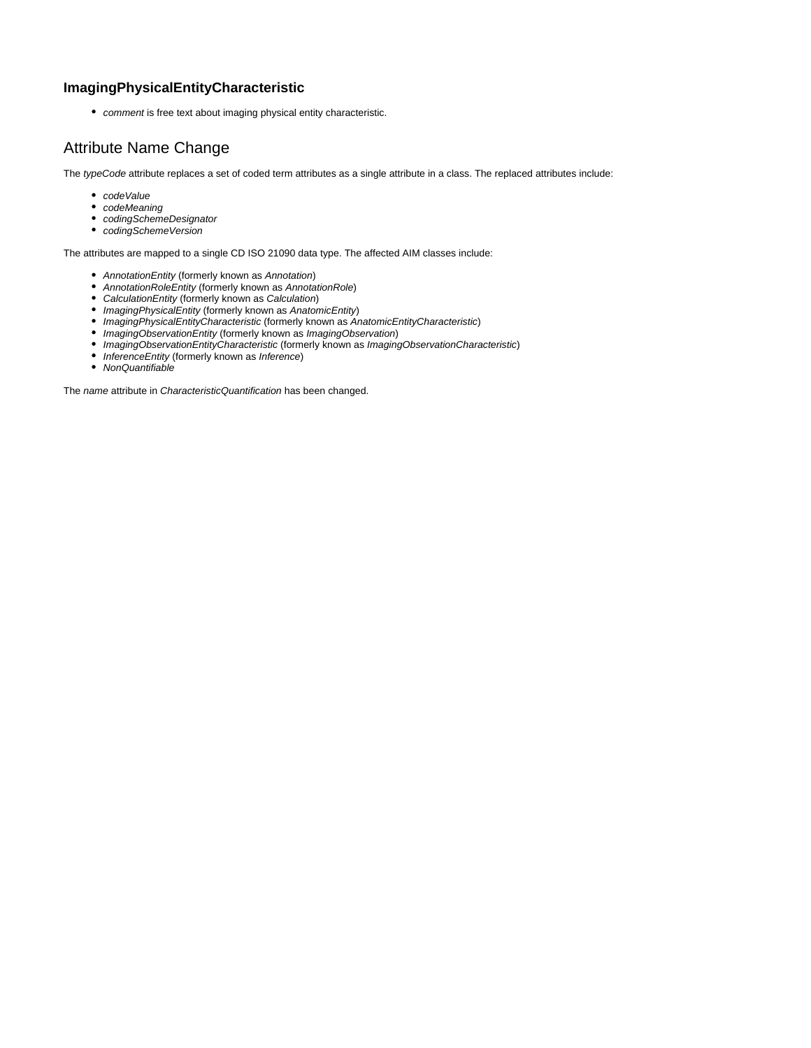### ImagingPhysicalEntityCharacteristic

- *comment* is free text about imaging physical entity characteristic.

## Attribute Name Change

The *typeCode* attribute replaces a set of coded term attributes as a single attribute in a class. The replaced attributes include:

- *codeValue*
- *codeMeaning*
- *codingSchemeDesignator*
- *codingSchemeVersion*

The attributes are mapped to a single CD ISO 21090 data type. The affected AIM classes include:

- *AnnotationEntity* (formerly known as *Annotation*)
- *AnnotationRoleEntity* (formerly known as *AnnotationRole*)
- *CalculationEntity* (formerly known as *Calculation*)
- *ImagingPhysicalEntity* (formerly known as *AnatomicEntity*)
- *ImagingPhysicalEntityCharacteristic* (formerly known as *AnatomicEntityCharacteristic*)
- *ImagingObservationEntity* (formerly known as *ImagingObservation*)
- *ImagingObservationEntityCharacteristic* (formerly known as *ImagingObservationCharacteristic*)
- *InferenceEntity* (formerly known as *Inference*)
- *NonQuantifiable*

The *name* attribute in *CharacteristicQuantification* has been changed.